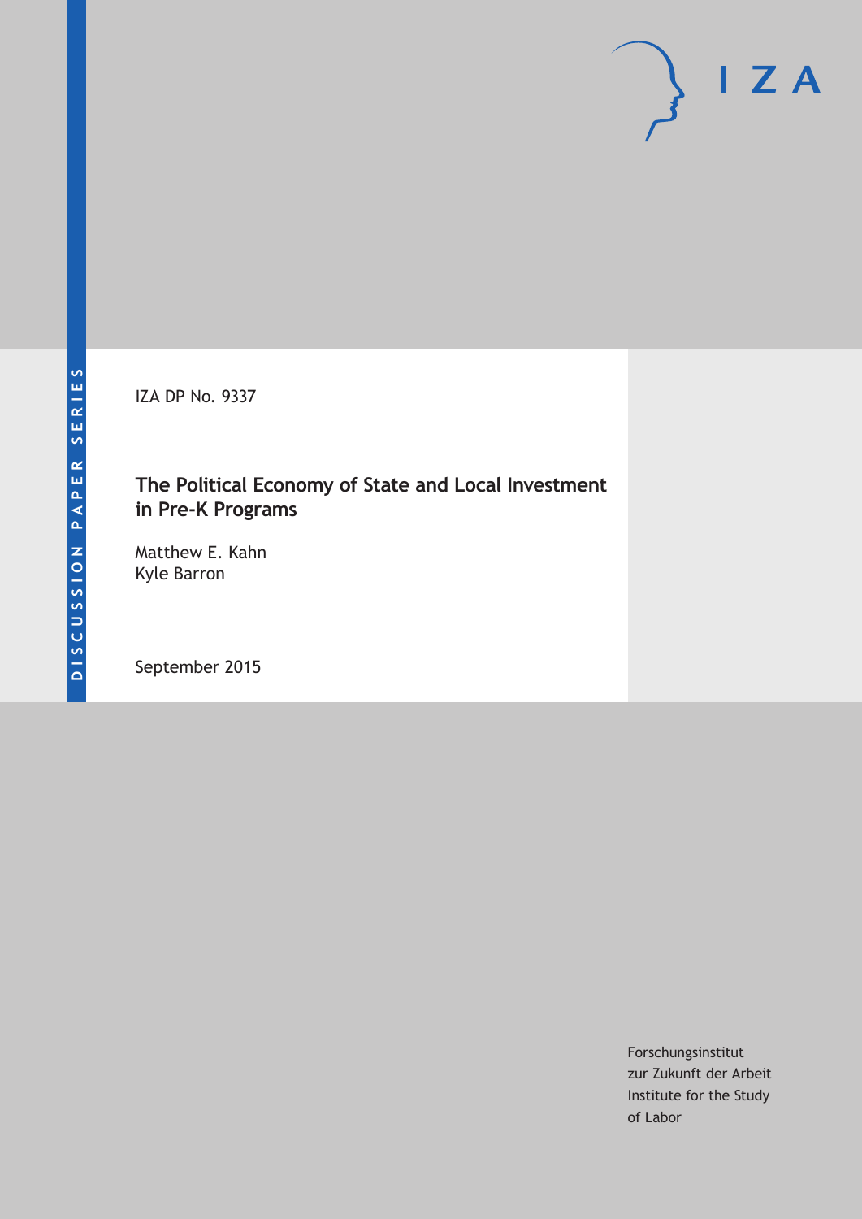DISCUSSION PAPER SERIES

IZA DP No. 9337

# The Political Economy of State and Local Investment in Pre-K Programs

Matthew E. Kahn
Kyle Barron

September 2015

Forschungsinstitut
zur Zukunft der Arbeit
Institute for the Study
of Labor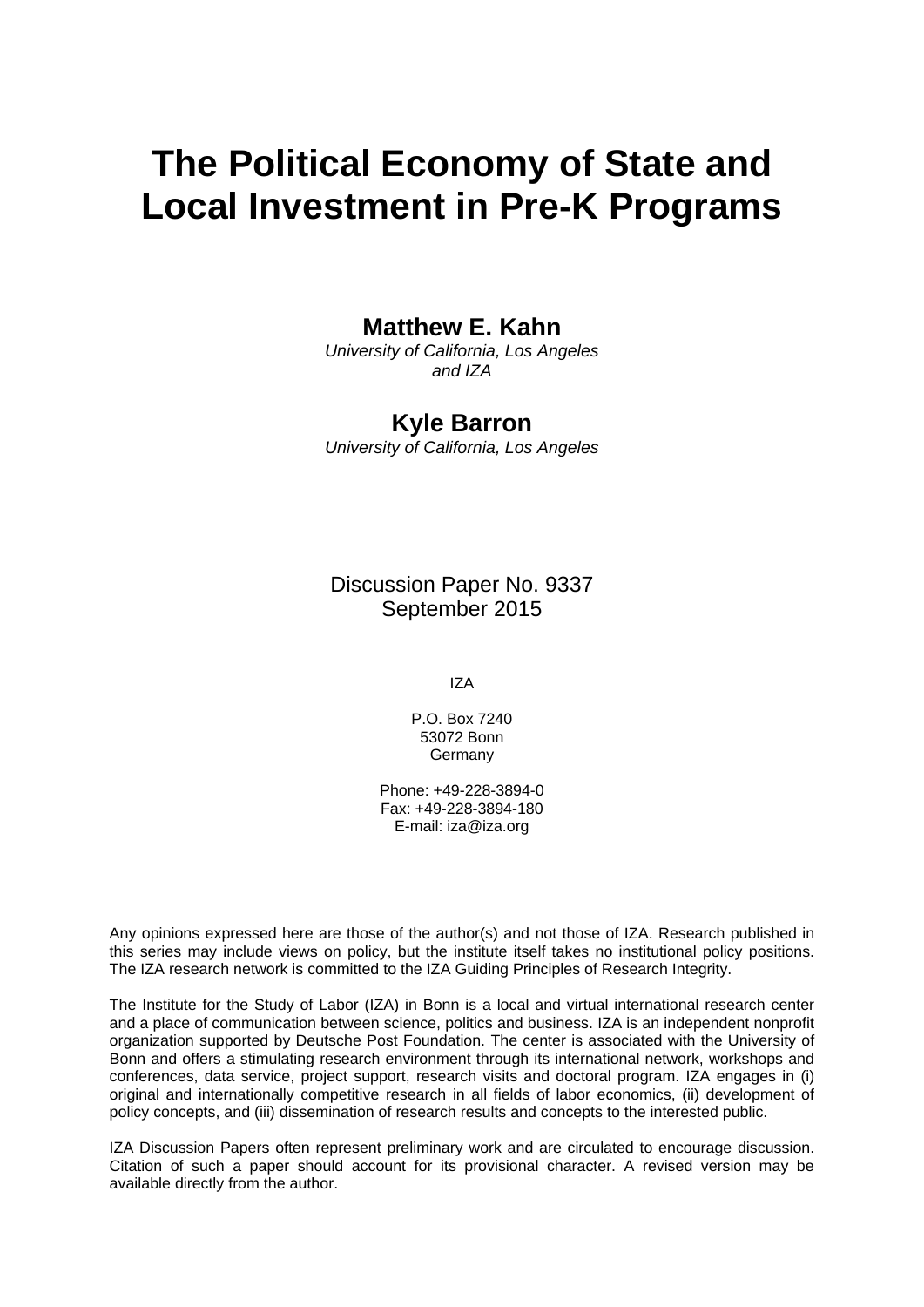# The Political Economy of State and Local Investment in Pre-K Programs

**Matthew E. Kahn**
*University of California, Los Angeles and IZA*

**Kyle Barron**
*University of California, Los Angeles*

Discussion Paper No. 9337
September 2015

IZA

P.O. Box 7240
53072 Bonn
Germany

Phone: +49-228-3894-0
Fax: +49-228-3894-180
E-mail: iza@iza.org

Any opinions expressed here are those of the author(s) and not those of IZA. Research published in this series may include views on policy, but the institute itself takes no institutional policy positions. The IZA research network is committed to the IZA Guiding Principles of Research Integrity.

The Institute for the Study of Labor (IZA) in Bonn is a local and virtual international research center and a place of communication between science, politics and business. IZA is an independent nonprofit organization supported by Deutsche Post Foundation. The center is associated with the University of Bonn and offers a stimulating research environment through its international network, workshops and conferences, data service, project support, research visits and doctoral program. IZA engages in (i) original and internationally competitive research in all fields of labor economics, (ii) development of policy concepts, and (iii) dissemination of research results and concepts to the interested public.

IZA Discussion Papers often represent preliminary work and are circulated to encourage discussion. Citation of such a paper should account for its provisional character. A revised version may be available directly from the author.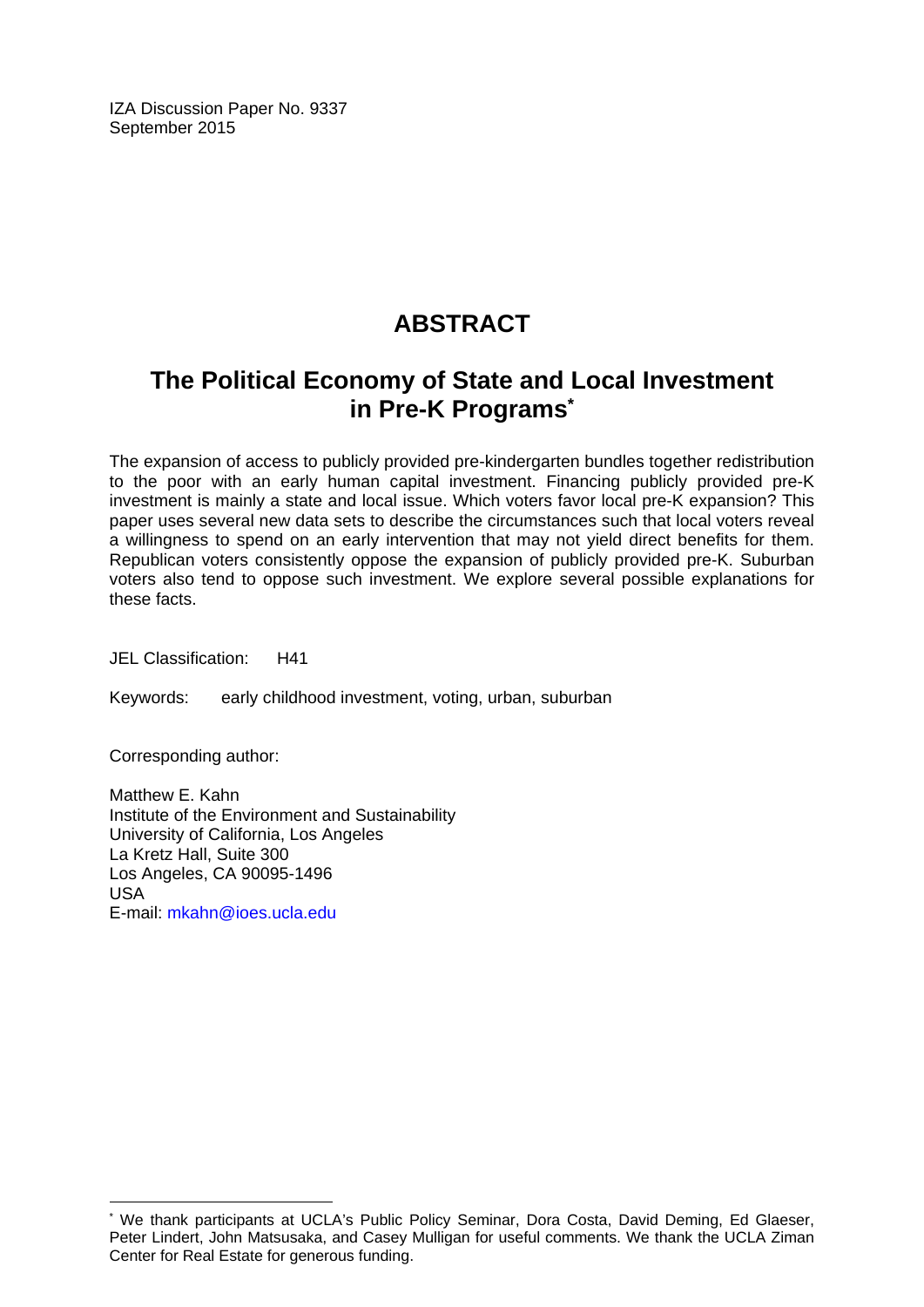IZA Discussion Paper No. 9337
September 2015

# ABSTRACT

## The Political Economy of State and Local Investment in Pre-K Programs*

The expansion of access to publicly provided pre-kindergarten bundles together redistribution to the poor with an early human capital investment. Financing publicly provided pre-K investment is mainly a state and local issue. Which voters favor local pre-K expansion? This paper uses several new data sets to describe the circumstances such that local voters reveal a willingness to spend on an early intervention that may not yield direct benefits for them. Republican voters consistently oppose the expansion of publicly provided pre-K. Suburban voters also tend to oppose such investment. We explore several possible explanations for these facts.

JEL Classification: H41

Keywords: early childhood investment, voting, urban, suburban

Corresponding author:

Matthew E. Kahn
Institute of the Environment and Sustainability
University of California, Los Angeles
La Kretz Hall, Suite 300
Los Angeles, CA 90095-1496
USA
E-mail: mkahn@ioes.ucla.edu

* We thank participants at UCLA's Public Policy Seminar, Dora Costa, David Deming, Ed Glaeser, Peter Lindert, John Matsusaka, and Casey Mulligan for useful comments. We thank the UCLA Ziman Center for Real Estate for generous funding.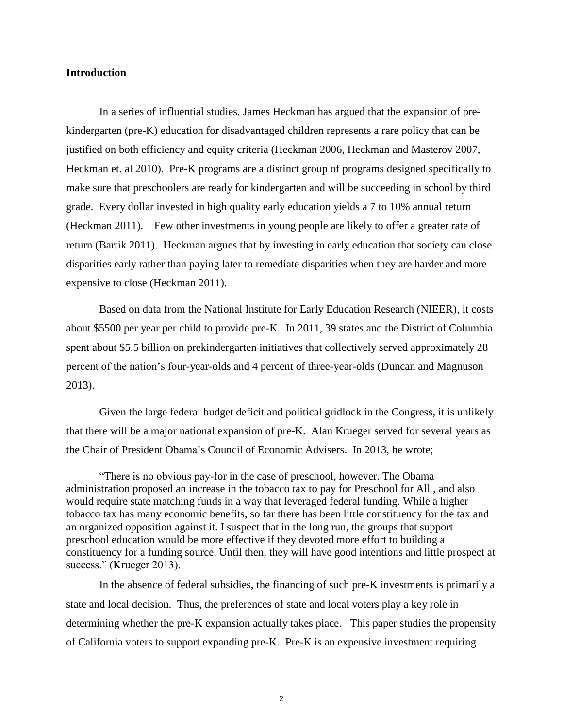## Introduction

In a series of influential studies, James Heckman has argued that the expansion of pre-kindergarten (pre-K) education for disadvantaged children represents a rare policy that can be justified on both efficiency and equity criteria (Heckman 2006, Heckman and Masterov 2007, Heckman et. al 2010). Pre-K programs are a distinct group of programs designed specifically to make sure that preschoolers are ready for kindergarten and will be succeeding in school by third grade. Every dollar invested in high quality early education yields a 7 to 10% annual return (Heckman 2011). Few other investments in young people are likely to offer a greater rate of return (Bartik 2011). Heckman argues that by investing in early education that society can close disparities early rather than paying later to remediate disparities when they are harder and more expensive to close (Heckman 2011).

Based on data from the National Institute for Early Education Research (NIEER), it costs about $5500 per year per child to provide pre-K. In 2011, 39 states and the District of Columbia spent about $5.5 billion on prekindergarten initiatives that collectively served approximately 28 percent of the nation's four-year-olds and 4 percent of three-year-olds (Duncan and Magnuson 2013).

Given the large federal budget deficit and political gridlock in the Congress, it is unlikely that there will be a major national expansion of pre-K. Alan Krueger served for several years as the Chair of President Obama's Council of Economic Advisers. In 2013, he wrote;

> "There is no obvious pay-for in the case of preschool, however. The Obama administration proposed an increase in the tobacco tax to pay for Preschool for All , and also would require state matching funds in a way that leveraged federal funding. While a higher tobacco tax has many economic benefits, so far there has been little constituency for the tax and an organized opposition against it. I suspect that in the long run, the groups that support preschool education would be more effective if they devoted more effort to building a constituency for a funding source. Until then, they will have good intentions and little prospect at success." (Krueger 2013).

In the absence of federal subsidies, the financing of such pre-K investments is primarily a state and local decision. Thus, the preferences of state and local voters play a key role in determining whether the pre-K expansion actually takes place. This paper studies the propensity of California voters to support expanding pre-K. Pre-K is an expensive investment requiring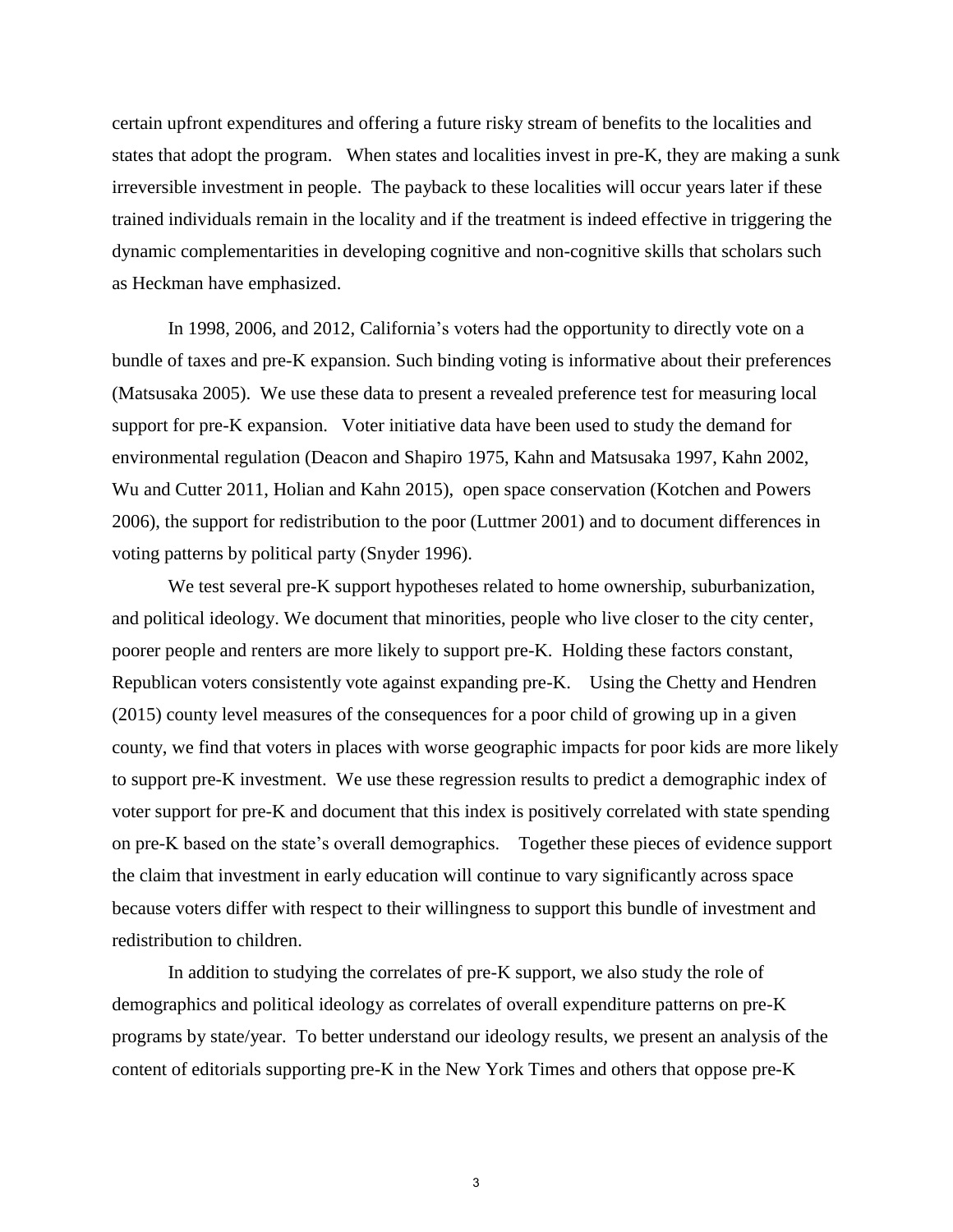certain upfront expenditures and offering a future risky stream of benefits to the localities and states that adopt the program. When states and localities invest in pre-K, they are making a sunk irreversible investment in people. The payback to these localities will occur years later if these trained individuals remain in the locality and if the treatment is indeed effective in triggering the dynamic complementarities in developing cognitive and non-cognitive skills that scholars such as Heckman have emphasized.

In 1998, 2006, and 2012, California's voters had the opportunity to directly vote on a bundle of taxes and pre-K expansion. Such binding voting is informative about their preferences (Matsusaka 2005). We use these data to present a revealed preference test for measuring local support for pre-K expansion. Voter initiative data have been used to study the demand for environmental regulation (Deacon and Shapiro 1975, Kahn and Matsusaka 1997, Kahn 2002, Wu and Cutter 2011, Holian and Kahn 2015), open space conservation (Kotchen and Powers 2006), the support for redistribution to the poor (Luttmer 2001) and to document differences in voting patterns by political party (Snyder 1996).

We test several pre-K support hypotheses related to home ownership, suburbanization, and political ideology. We document that minorities, people who live closer to the city center, poorer people and renters are more likely to support pre-K. Holding these factors constant, Republican voters consistently vote against expanding pre-K. Using the Chetty and Hendren (2015) county level measures of the consequences for a poor child of growing up in a given county, we find that voters in places with worse geographic impacts for poor kids are more likely to support pre-K investment. We use these regression results to predict a demographic index of voter support for pre-K and document that this index is positively correlated with state spending on pre-K based on the state's overall demographics. Together these pieces of evidence support the claim that investment in early education will continue to vary significantly across space because voters differ with respect to their willingness to support this bundle of investment and redistribution to children.

In addition to studying the correlates of pre-K support, we also study the role of demographics and political ideology as correlates of overall expenditure patterns on pre-K programs by state/year. To better understand our ideology results, we present an analysis of the content of editorials supporting pre-K in the New York Times and others that oppose pre-K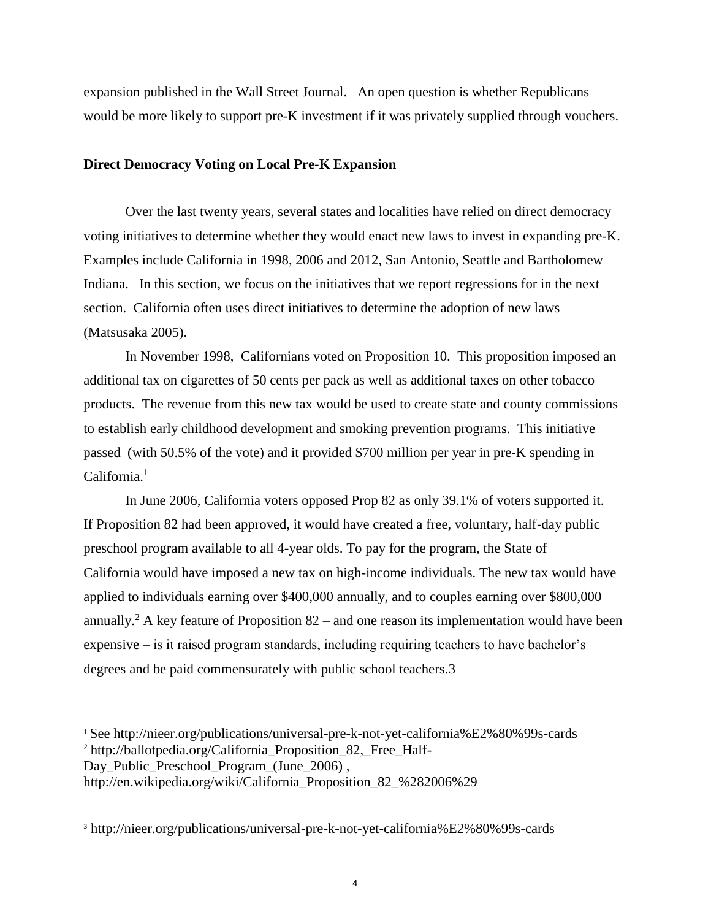expansion published in the Wall Street Journal. An open question is whether Republicans would be more likely to support pre-K investment if it was privately supplied through vouchers.

**Direct Democracy Voting on Local Pre-K Expansion**

Over the last twenty years, several states and localities have relied on direct democracy voting initiatives to determine whether they would enact new laws to invest in expanding pre-K. Examples include California in 1998, 2006 and 2012, San Antonio, Seattle and Bartholomew Indiana. In this section, we focus on the initiatives that we report regressions for in the next section. California often uses direct initiatives to determine the adoption of new laws (Matsusaka 2005).

In November 1998, Californians voted on Proposition 10. This proposition imposed an additional tax on cigarettes of 50 cents per pack as well as additional taxes on other tobacco products. The revenue from this new tax would be used to create state and county commissions to establish early childhood development and smoking prevention programs. This initiative passed (with 50.5% of the vote) and it provided $700 million per year in pre-K spending in California.[1]

In June 2006, California voters opposed Prop 82 as only 39.1% of voters supported it. If Proposition 82 had been approved, it would have created a free, voluntary, half-day public preschool program available to all 4-year olds. To pay for the program, the State of California would have imposed a new tax on high-income individuals. The new tax would have applied to individuals earning over $400,000 annually, and to couples earning over $800,000 annually.[2] A key feature of Proposition 82 – and one reason its implementation would have been expensive – is it raised program standards, including requiring teachers to have bachelor's degrees and be paid commensurately with public school teachers.3

---

[1] See http://nieer.org/publications/universal-pre-k-not-yet-california%E2%80%99s-cards

[2] http://ballotpedia.org/California_Proposition_82,_Free_Half-Day_Public_Preschool_Program_(June_2006) , http://en.wikipedia.org/wiki/California_Proposition_82_%282006%29

[3] http://nieer.org/publications/universal-pre-k-not-yet-california%E2%80%99s-cards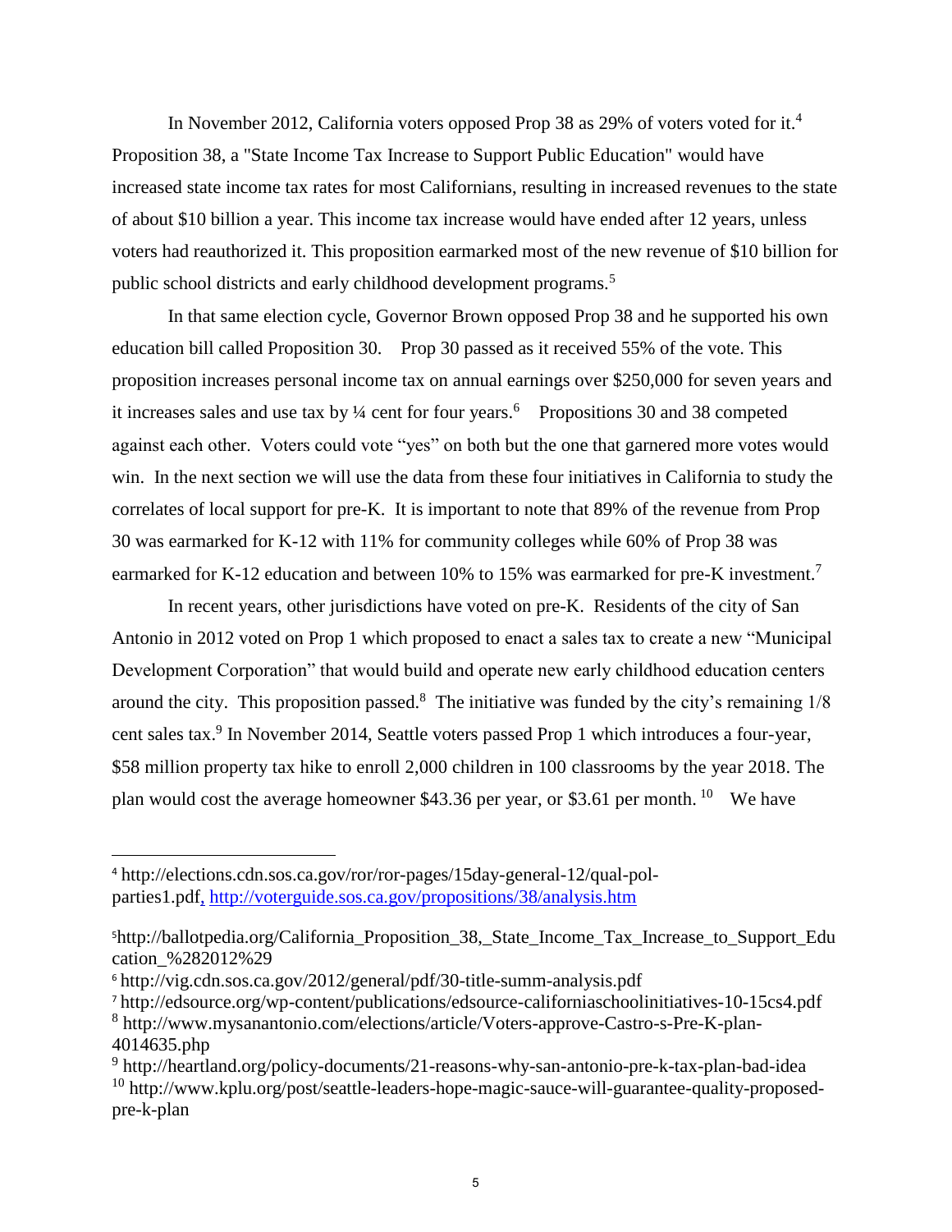In November 2012, California voters opposed Prop 38 as 29% of voters voted for it.[4] Proposition 38, a "State Income Tax Increase to Support Public Education" would have increased state income tax rates for most Californians, resulting in increased revenues to the state of about $10 billion a year. This income tax increase would have ended after 12 years, unless voters had reauthorized it. This proposition earmarked most of the new revenue of $10 billion for public school districts and early childhood development programs.[5]

In that same election cycle, Governor Brown opposed Prop 38 and he supported his own education bill called Proposition 30. Prop 30 passed as it received 55% of the vote. This proposition increases personal income tax on annual earnings over $250,000 for seven years and it increases sales and use tax by ¼ cent for four years.[6] Propositions 30 and 38 competed against each other. Voters could vote "yes" on both but the one that garnered more votes would win. In the next section we will use the data from these four initiatives in California to study the correlates of local support for pre-K. It is important to note that 89% of the revenue from Prop 30 was earmarked for K-12 with 11% for community colleges while 60% of Prop 38 was earmarked for K-12 education and between 10% to 15% was earmarked for pre-K investment.[7]

In recent years, other jurisdictions have voted on pre-K. Residents of the city of San Antonio in 2012 voted on Prop 1 which proposed to enact a sales tax to create a new "Municipal Development Corporation" that would build and operate new early childhood education centers around the city. This proposition passed.[8] The initiative was funded by the city's remaining 1/8 cent sales tax.[9] In November 2014, Seattle voters passed Prop 1 which introduces a four-year, $58 million property tax hike to enroll 2,000 children in 100 classrooms by the year 2018. The plan would cost the average homeowner $43.36 per year, or $3.61 per month.[10] We have

---

[4] http://elections.cdn.sos.ca.gov/ror/ror-pages/15day-general-12/qual-pol-parties1.pdf, http://voterguide.sos.ca.gov/propositions/38/analysis.htm

[5] http://ballotpedia.org/California_Proposition_38,_State_Income_Tax_Increase_to_Support_Education_%282012%29

[6] http://vig.cdn.sos.ca.gov/2012/general/pdf/30-title-summ-analysis.pdf

[7] http://edsource.org/wp-content/publications/edsource-californiaschoolinitiatives-10-15cs4.pdf

[8] http://www.mysanantonio.com/elections/article/Voters-approve-Castro-s-Pre-K-plan-4014635.php

[9] http://heartland.org/policy-documents/21-reasons-why-san-antonio-pre-k-tax-plan-bad-idea

[10] http://www.kplu.org/post/seattle-leaders-hope-magic-sauce-will-guarantee-quality-proposed-pre-k-plan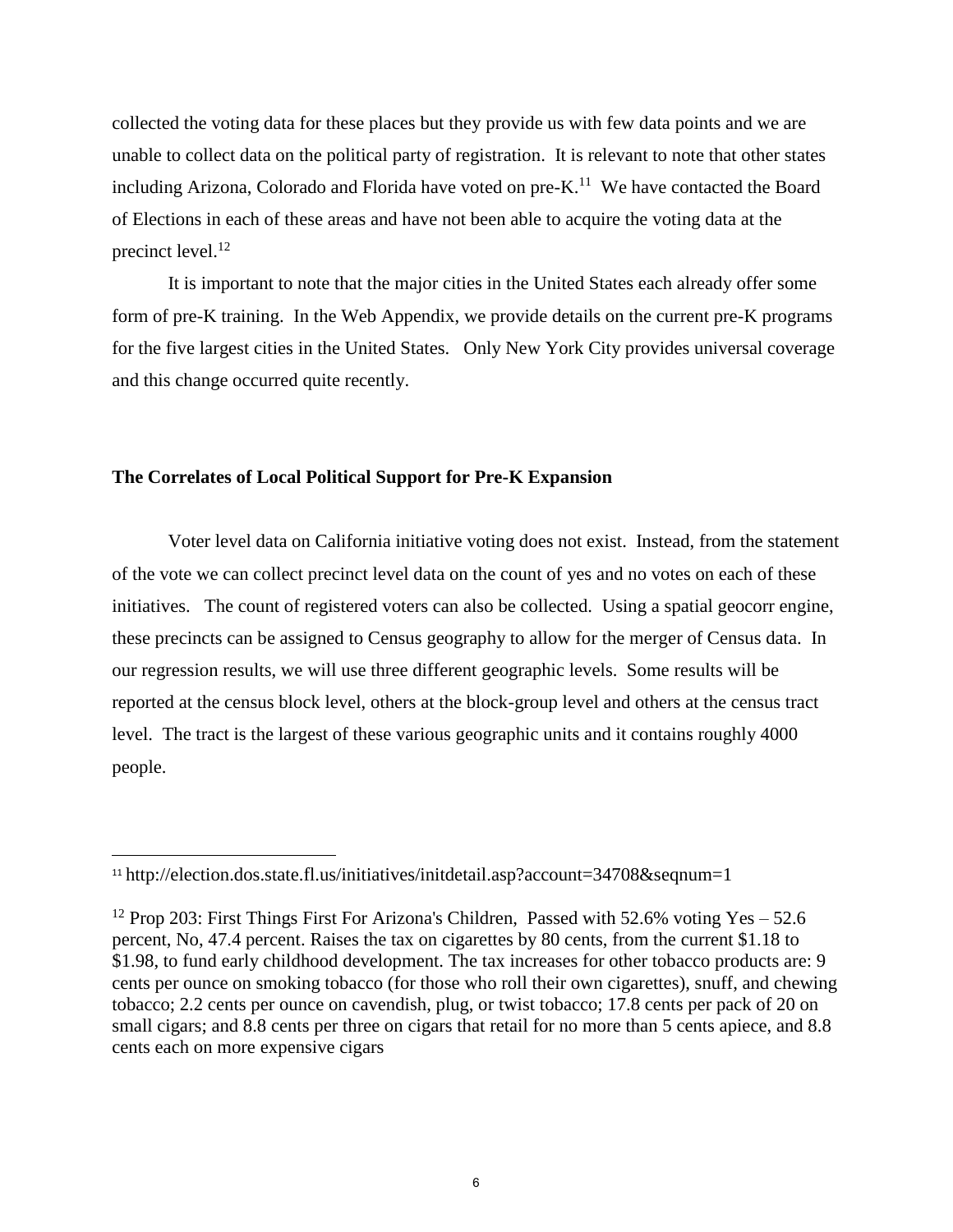collected the voting data for these places but they provide us with few data points and we are unable to collect data on the political party of registration. It is relevant to note that other states including Arizona, Colorado and Florida have voted on pre-K.[11] We have contacted the Board of Elections in each of these areas and have not been able to acquire the voting data at the precinct level.[12]

It is important to note that the major cities in the United States each already offer some form of pre-K training. In the Web Appendix, we provide details on the current pre-K programs for the five largest cities in the United States. Only New York City provides universal coverage and this change occurred quite recently.

### The Correlates of Local Political Support for Pre-K Expansion

Voter level data on California initiative voting does not exist. Instead, from the statement of the vote we can collect precinct level data on the count of yes and no votes on each of these initiatives. The count of registered voters can also be collected. Using a spatial geocorr engine, these precincts can be assigned to Census geography to allow for the merger of Census data. In our regression results, we will use three different geographic levels. Some results will be reported at the census block level, others at the block-group level and others at the census tract level. The tract is the largest of these various geographic units and it contains roughly 4000 people.

---

[11] http://election.dos.state.fl.us/initiatives/initdetail.asp?account=34708&seqnum=1

[12] Prop 203: First Things First For Arizona's Children, Passed with 52.6% voting Yes – 52.6 percent, No, 47.4 percent. Raises the tax on cigarettes by 80 cents, from the current $1.18 to $1.98, to fund early childhood development. The tax increases for other tobacco products are: 9 cents per ounce on smoking tobacco (for those who roll their own cigarettes), snuff, and chewing tobacco; 2.2 cents per ounce on cavendish, plug, or twist tobacco; 17.8 cents per pack of 20 on small cigars; and 8.8 cents per three on cigars that retail for no more than 5 cents apiece, and 8.8 cents each on more expensive cigars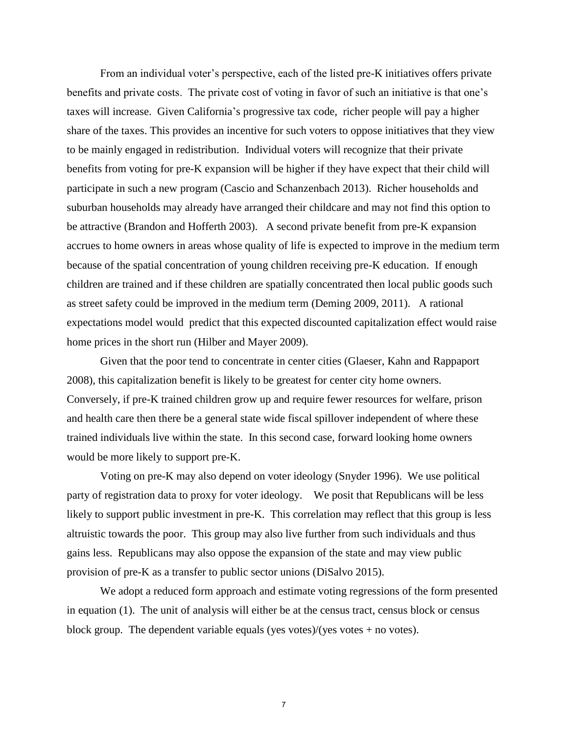From an individual voter's perspective, each of the listed pre-K initiatives offers private benefits and private costs. The private cost of voting in favor of such an initiative is that one's taxes will increase. Given California's progressive tax code, richer people will pay a higher share of the taxes. This provides an incentive for such voters to oppose initiatives that they view to be mainly engaged in redistribution. Individual voters will recognize that their private benefits from voting for pre-K expansion will be higher if they have expect that their child will participate in such a new program (Cascio and Schanzenbach 2013). Richer households and suburban households may already have arranged their childcare and may not find this option to be attractive (Brandon and Hofferth 2003). A second private benefit from pre-K expansion accrues to home owners in areas whose quality of life is expected to improve in the medium term because of the spatial concentration of young children receiving pre-K education. If enough children are trained and if these children are spatially concentrated then local public goods such as street safety could be improved in the medium term (Deming 2009, 2011). A rational expectations model would predict that this expected discounted capitalization effect would raise home prices in the short run (Hilber and Mayer 2009).

Given that the poor tend to concentrate in center cities (Glaeser, Kahn and Rappaport 2008), this capitalization benefit is likely to be greatest for center city home owners. Conversely, if pre-K trained children grow up and require fewer resources for welfare, prison and health care then there be a general state wide fiscal spillover independent of where these trained individuals live within the state. In this second case, forward looking home owners would be more likely to support pre-K.

Voting on pre-K may also depend on voter ideology (Snyder 1996). We use political party of registration data to proxy for voter ideology. We posit that Republicans will be less likely to support public investment in pre-K. This correlation may reflect that this group is less altruistic towards the poor. This group may also live further from such individuals and thus gains less. Republicans may also oppose the expansion of the state and may view public provision of pre-K as a transfer to public sector unions (DiSalvo 2015).

We adopt a reduced form approach and estimate voting regressions of the form presented in equation (1). The unit of analysis will either be at the census tract, census block or census block group. The dependent variable equals (yes votes)/(yes votes + no votes).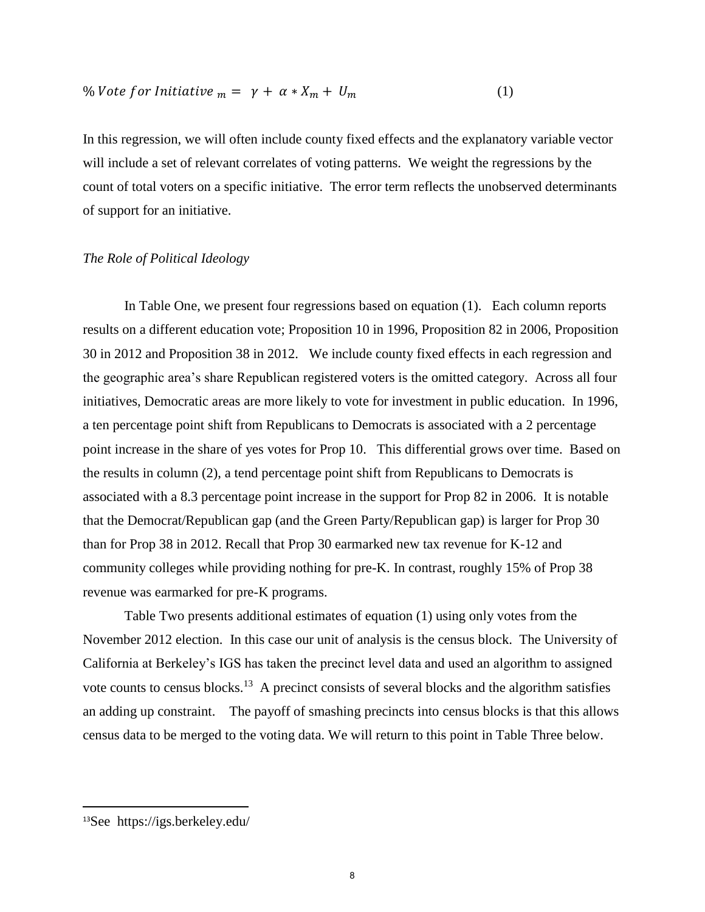$$\% \, Vote \; for \; Initiative_{\,m} = \gamma + \alpha * X_m + U_m \tag{1}$$

In this regression, we will often include county fixed effects and the explanatory variable vector will include a set of relevant correlates of voting patterns. We weight the regressions by the count of total voters on a specific initiative. The error term reflects the unobserved determinants of support for an initiative.

*The Role of Political Ideology*

In Table One, we present four regressions based on equation (1). Each column reports results on a different education vote; Proposition 10 in 1996, Proposition 82 in 2006, Proposition 30 in 2012 and Proposition 38 in 2012. We include county fixed effects in each regression and the geographic area's share Republican registered voters is the omitted category. Across all four initiatives, Democratic areas are more likely to vote for investment in public education. In 1996, a ten percentage point shift from Republicans to Democrats is associated with a 2 percentage point increase in the share of yes votes for Prop 10. This differential grows over time. Based on the results in column (2), a tend percentage point shift from Republicans to Democrats is associated with a 8.3 percentage point increase in the support for Prop 82 in 2006. It is notable that the Democrat/Republican gap (and the Green Party/Republican gap) is larger for Prop 30 than for Prop 38 in 2012. Recall that Prop 30 earmarked new tax revenue for K-12 and community colleges while providing nothing for pre-K. In contrast, roughly 15% of Prop 38 revenue was earmarked for pre-K programs.

Table Two presents additional estimates of equation (1) using only votes from the November 2012 election. In this case our unit of analysis is the census block. The University of California at Berkeley's IGS has taken the precinct level data and used an algorithm to assigned vote counts to census blocks.[13] A precinct consists of several blocks and the algorithm satisfies an adding up constraint. The payoff of smashing precincts into census blocks is that this allows census data to be merged to the voting data. We will return to this point in Table Three below.

[13]See https://igs.berkeley.edu/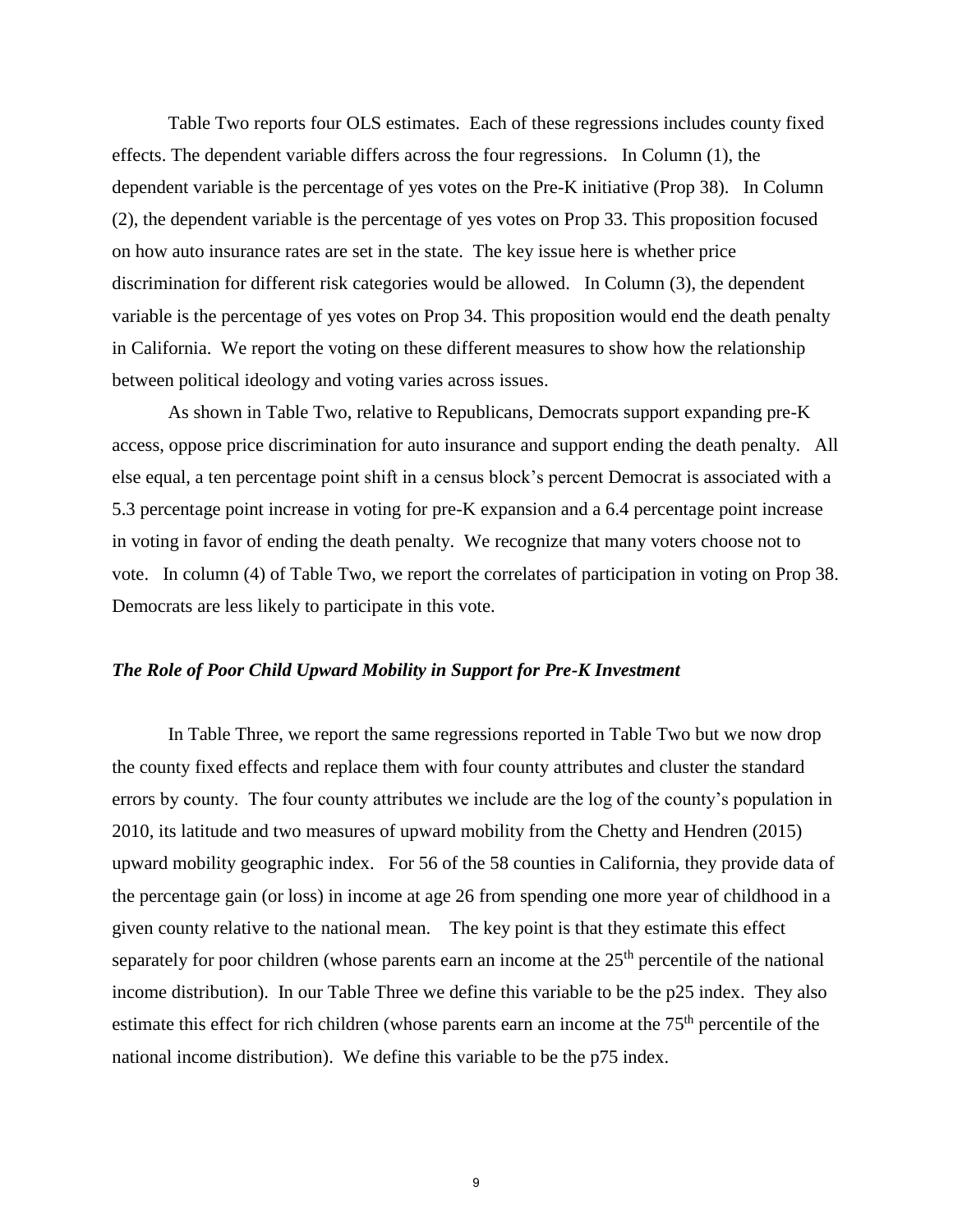Table Two reports four OLS estimates. Each of these regressions includes county fixed effects. The dependent variable differs across the four regressions. In Column (1), the dependent variable is the percentage of yes votes on the Pre-K initiative (Prop 38). In Column (2), the dependent variable is the percentage of yes votes on Prop 33. This proposition focused on how auto insurance rates are set in the state. The key issue here is whether price discrimination for different risk categories would be allowed. In Column (3), the dependent variable is the percentage of yes votes on Prop 34. This proposition would end the death penalty in California. We report the voting on these different measures to show how the relationship between political ideology and voting varies across issues.

As shown in Table Two, relative to Republicans, Democrats support expanding pre-K access, oppose price discrimination for auto insurance and support ending the death penalty. All else equal, a ten percentage point shift in a census block's percent Democrat is associated with a 5.3 percentage point increase in voting for pre-K expansion and a 6.4 percentage point increase in voting in favor of ending the death penalty. We recognize that many voters choose not to vote. In column (4) of Table Two, we report the correlates of participation in voting on Prop 38. Democrats are less likely to participate in this vote.

### *The Role of Poor Child Upward Mobility in Support for Pre-K Investment*

In Table Three, we report the same regressions reported in Table Two but we now drop the county fixed effects and replace them with four county attributes and cluster the standard errors by county. The four county attributes we include are the log of the county's population in 2010, its latitude and two measures of upward mobility from the Chetty and Hendren (2015) upward mobility geographic index. For 56 of the 58 counties in California, they provide data of the percentage gain (or loss) in income at age 26 from spending one more year of childhood in a given county relative to the national mean. The key point is that they estimate this effect separately for poor children (whose parents earn an income at the 25th percentile of the national income distribution). In our Table Three we define this variable to be the p25 index. They also estimate this effect for rich children (whose parents earn an income at the 75th percentile of the national income distribution). We define this variable to be the p75 index.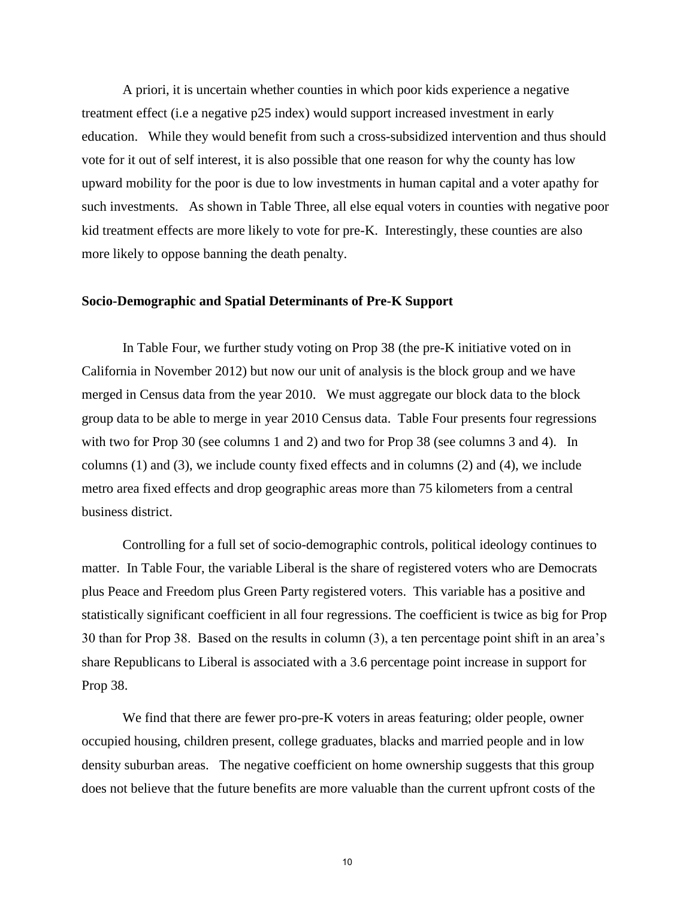A priori, it is uncertain whether counties in which poor kids experience a negative treatment effect (i.e a negative p25 index) would support increased investment in early education. While they would benefit from such a cross-subsidized intervention and thus should vote for it out of self interest, it is also possible that one reason for why the county has low upward mobility for the poor is due to low investments in human capital and a voter apathy for such investments. As shown in Table Three, all else equal voters in counties with negative poor kid treatment effects are more likely to vote for pre-K. Interestingly, these counties are also more likely to oppose banning the death penalty.

**Socio-Demographic and Spatial Determinants of Pre-K Support**

In Table Four, we further study voting on Prop 38 (the pre-K initiative voted on in California in November 2012) but now our unit of analysis is the block group and we have merged in Census data from the year 2010. We must aggregate our block data to the block group data to be able to merge in year 2010 Census data. Table Four presents four regressions with two for Prop 30 (see columns 1 and 2) and two for Prop 38 (see columns 3 and 4). In columns (1) and (3), we include county fixed effects and in columns (2) and (4), we include metro area fixed effects and drop geographic areas more than 75 kilometers from a central business district.

Controlling for a full set of socio-demographic controls, political ideology continues to matter. In Table Four, the variable Liberal is the share of registered voters who are Democrats plus Peace and Freedom plus Green Party registered voters. This variable has a positive and statistically significant coefficient in all four regressions. The coefficient is twice as big for Prop 30 than for Prop 38. Based on the results in column (3), a ten percentage point shift in an area's share Republicans to Liberal is associated with a 3.6 percentage point increase in support for Prop 38.

We find that there are fewer pro-pre-K voters in areas featuring; older people, owner occupied housing, children present, college graduates, blacks and married people and in low density suburban areas. The negative coefficient on home ownership suggests that this group does not believe that the future benefits are more valuable than the current upfront costs of the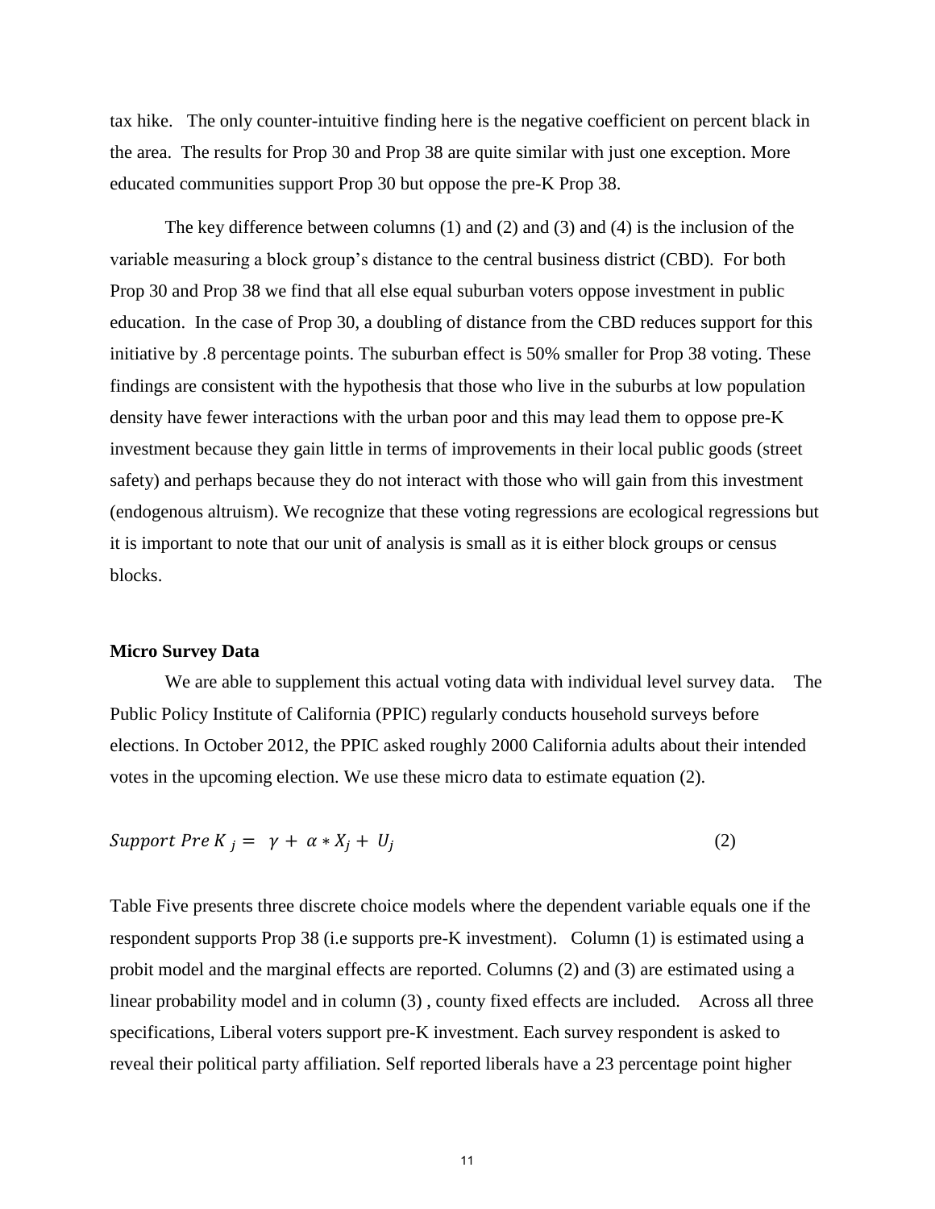tax hike. The only counter-intuitive finding here is the negative coefficient on percent black in the area. The results for Prop 30 and Prop 38 are quite similar with just one exception. More educated communities support Prop 30 but oppose the pre-K Prop 38.

The key difference between columns (1) and (2) and (3) and (4) is the inclusion of the variable measuring a block group's distance to the central business district (CBD). For both Prop 30 and Prop 38 we find that all else equal suburban voters oppose investment in public education. In the case of Prop 30, a doubling of distance from the CBD reduces support for this initiative by .8 percentage points. The suburban effect is 50% smaller for Prop 38 voting. These findings are consistent with the hypothesis that those who live in the suburbs at low population density have fewer interactions with the urban poor and this may lead them to oppose pre-K investment because they gain little in terms of improvements in their local public goods (street safety) and perhaps because they do not interact with those who will gain from this investment (endogenous altruism). We recognize that these voting regressions are ecological regressions but it is important to note that our unit of analysis is small as it is either block groups or census blocks.

**Micro Survey Data**

We are able to supplement this actual voting data with individual level survey data. The Public Policy Institute of California (PPIC) regularly conducts household surveys before elections. In October 2012, the PPIC asked roughly 2000 California adults about their intended votes in the upcoming election. We use these micro data to estimate equation (2).

$$Support\ Pre\ K_j = \gamma + \alpha * X_j + U_j \tag{2}$$

Table Five presents three discrete choice models where the dependent variable equals one if the respondent supports Prop 38 (i.e supports pre-K investment). Column (1) is estimated using a probit model and the marginal effects are reported. Columns (2) and (3) are estimated using a linear probability model and in column (3) , county fixed effects are included. Across all three specifications, Liberal voters support pre-K investment. Each survey respondent is asked to reveal their political party affiliation. Self reported liberals have a 23 percentage point higher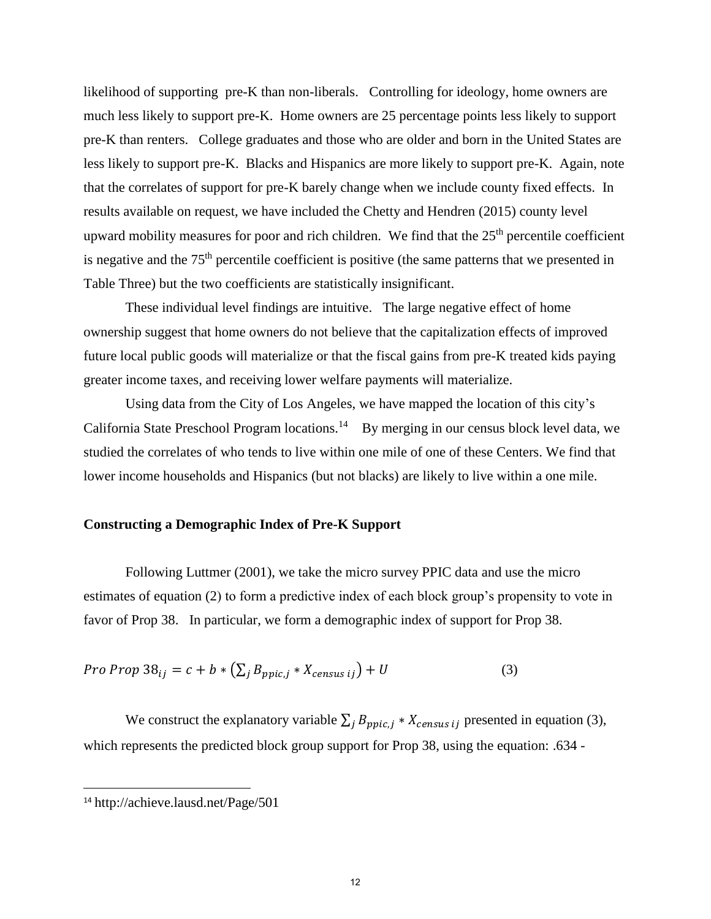likelihood of supporting pre-K than non-liberals. Controlling for ideology, home owners are much less likely to support pre-K. Home owners are 25 percentage points less likely to support pre-K than renters. College graduates and those who are older and born in the United States are less likely to support pre-K. Blacks and Hispanics are more likely to support pre-K. Again, note that the correlates of support for pre-K barely change when we include county fixed effects. In results available on request, we have included the Chetty and Hendren (2015) county level upward mobility measures for poor and rich children. We find that the 25th percentile coefficient is negative and the 75th percentile coefficient is positive (the same patterns that we presented in Table Three) but the two coefficients are statistically insignificant.

These individual level findings are intuitive. The large negative effect of home ownership suggest that home owners do not believe that the capitalization effects of improved future local public goods will materialize or that the fiscal gains from pre-K treated kids paying greater income taxes, and receiving lower welfare payments will materialize.

Using data from the City of Los Angeles, we have mapped the location of this city's California State Preschool Program locations.[14] By merging in our census block level data, we studied the correlates of who tends to live within one mile of one of these Centers. We find that lower income households and Hispanics (but not blacks) are likely to live within a one mile.

**Constructing a Demographic Index of Pre-K Support**

Following Luttmer (2001), we take the micro survey PPIC data and use the micro estimates of equation (2) to form a predictive index of each block group's propensity to vote in favor of Prop 38. In particular, we form a demographic index of support for Prop 38.

$$Pro\ Prop\ 38_{ij} = c + b * \left(\sum_j B_{ppic,j} * X_{census\ ij}\right) + U \qquad (3)$$

We construct the explanatory variable $\sum_j B_{ppic,j} * X_{census\ ij}$ presented in equation (3), which represents the predicted block group support for Prop 38, using the equation: .634 -

[14] http://achieve.lausd.net/Page/501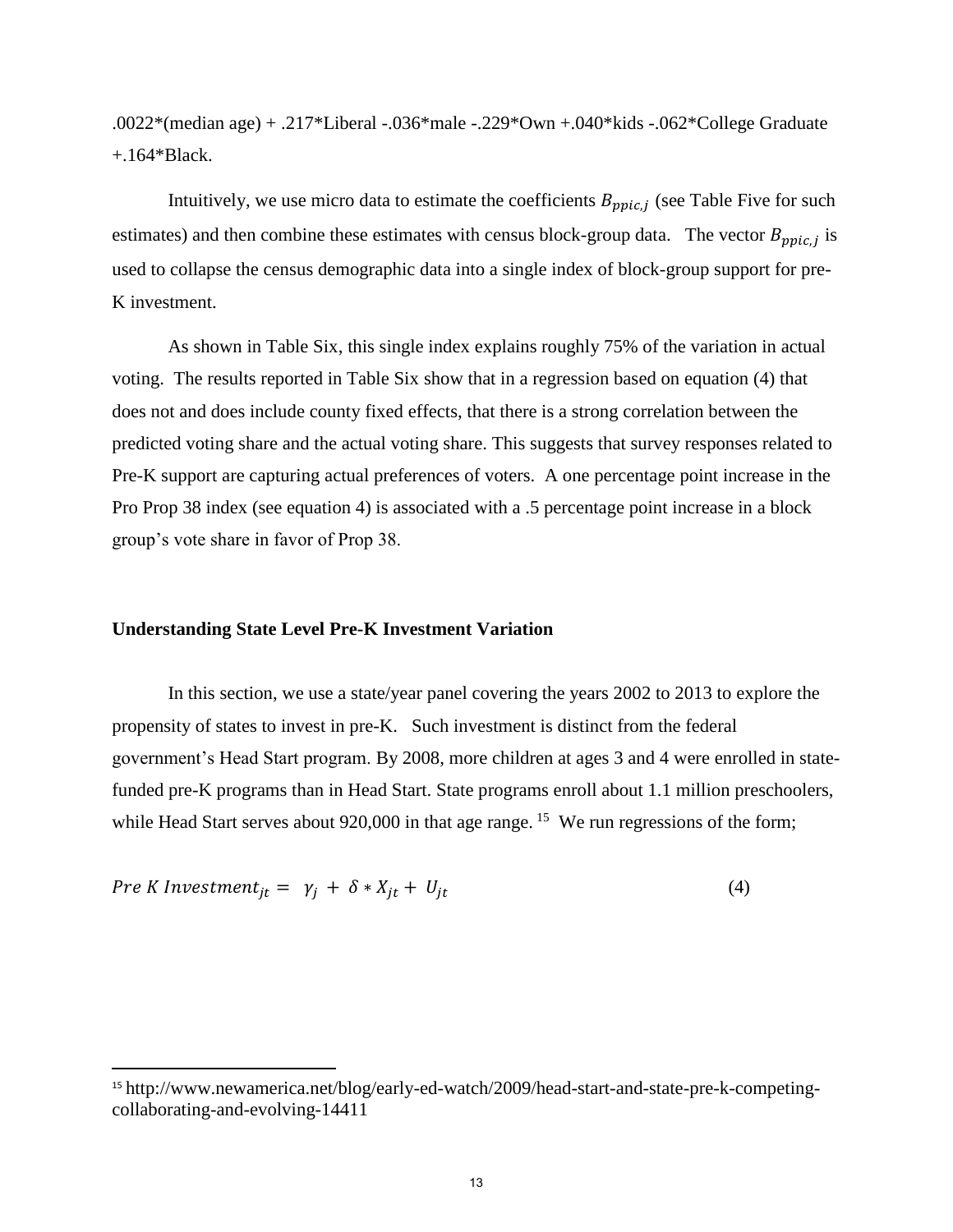.0022*(median age) + .217*Liberal -.036*male -.229*Own +.040*kids -.062*College Graduate +.164*Black.

Intuitively, we use micro data to estimate the coefficients $B_{ppic,j}$ (see Table Five for such estimates) and then combine these estimates with census block-group data. The vector $B_{ppic,j}$ is used to collapse the census demographic data into a single index of block-group support for pre-K investment.

As shown in Table Six, this single index explains roughly 75% of the variation in actual voting. The results reported in Table Six show that in a regression based on equation (4) that does not and does include county fixed effects, that there is a strong correlation between the predicted voting share and the actual voting share. This suggests that survey responses related to Pre-K support are capturing actual preferences of voters. A one percentage point increase in the Pro Prop 38 index (see equation 4) is associated with a .5 percentage point increase in a block group's vote share in favor of Prop 38.

**Understanding State Level Pre-K Investment Variation**

In this section, we use a state/year panel covering the years 2002 to 2013 to explore the propensity of states to invest in pre-K. Such investment is distinct from the federal government's Head Start program. By 2008, more children at ages 3 and 4 were enrolled in state-funded pre-K programs than in Head Start. State programs enroll about 1.1 million preschoolers, while Head Start serves about 920,000 in that age range.[15] We run regressions of the form;

$$Pre\ K\ Investment_{jt} = \gamma_j + \delta * X_{jt} + U_{jt} \tag{4}$$

[15] http://www.newamerica.net/blog/early-ed-watch/2009/head-start-and-state-pre-k-competing-collaborating-and-evolving-14411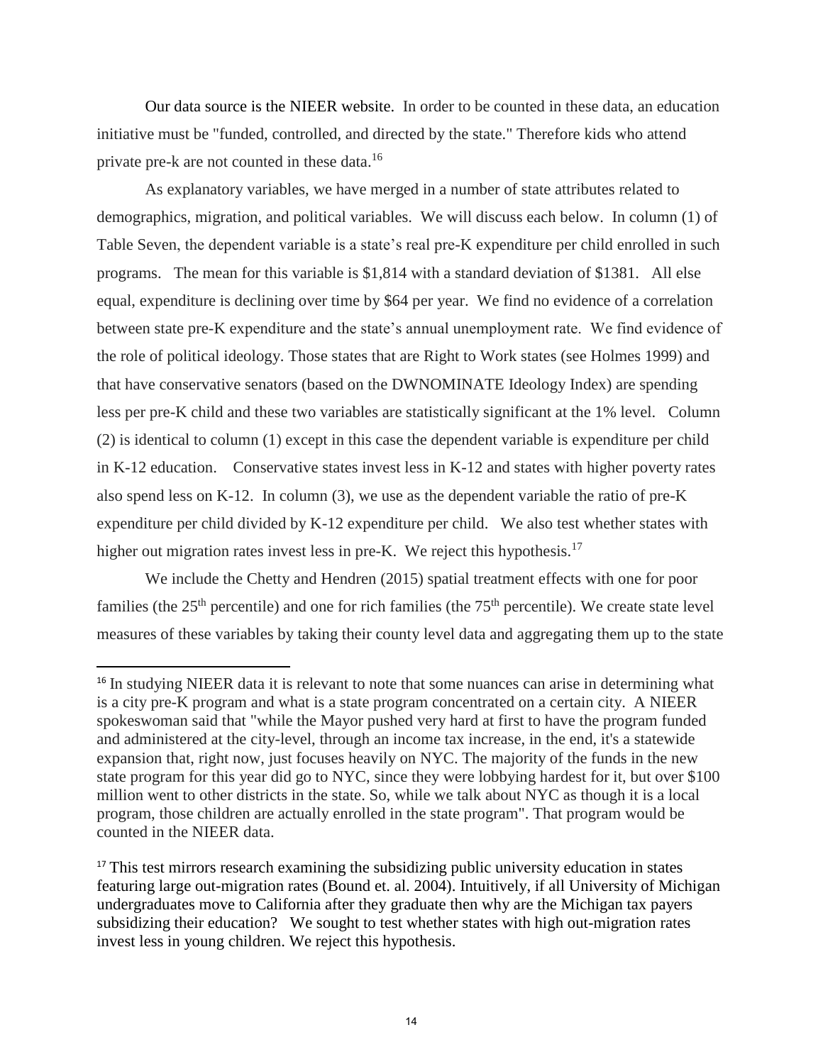Our data source is the NIEER website. In order to be counted in these data, an education initiative must be "funded, controlled, and directed by the state." Therefore kids who attend private pre-k are not counted in these data.[16]

As explanatory variables, we have merged in a number of state attributes related to demographics, migration, and political variables. We will discuss each below. In column (1) of Table Seven, the dependent variable is a state's real pre-K expenditure per child enrolled in such programs. The mean for this variable is $1,814 with a standard deviation of $1381. All else equal, expenditure is declining over time by $64 per year. We find no evidence of a correlation between state pre-K expenditure and the state's annual unemployment rate. We find evidence of the role of political ideology. Those states that are Right to Work states (see Holmes 1999) and that have conservative senators (based on the DWNOMINATE Ideology Index) are spending less per pre-K child and these two variables are statistically significant at the 1% level. Column (2) is identical to column (1) except in this case the dependent variable is expenditure per child in K-12 education. Conservative states invest less in K-12 and states with higher poverty rates also spend less on K-12. In column (3), we use as the dependent variable the ratio of pre-K expenditure per child divided by K-12 expenditure per child. We also test whether states with higher out migration rates invest less in pre-K. We reject this hypothesis.[17]

We include the Chetty and Hendren (2015) spatial treatment effects with one for poor families (the 25th percentile) and one for rich families (the 75th percentile). We create state level measures of these variables by taking their county level data and aggregating them up to the state

[16] In studying NIEER data it is relevant to note that some nuances can arise in determining what is a city pre-K program and what is a state program concentrated on a certain city. A NIEER spokeswoman said that "while the Mayor pushed very hard at first to have the program funded and administered at the city-level, through an income tax increase, in the end, it's a statewide expansion that, right now, just focuses heavily on NYC. The majority of the funds in the new state program for this year did go to NYC, since they were lobbying hardest for it, but over $100 million went to other districts in the state. So, while we talk about NYC as though it is a local program, those children are actually enrolled in the state program". That program would be counted in the NIEER data.

[17] This test mirrors research examining the subsidizing public university education in states featuring large out-migration rates (Bound et. al. 2004). Intuitively, if all University of Michigan undergraduates move to California after they graduate then why are the Michigan tax payers subsidizing their education? We sought to test whether states with high out-migration rates invest less in young children. We reject this hypothesis.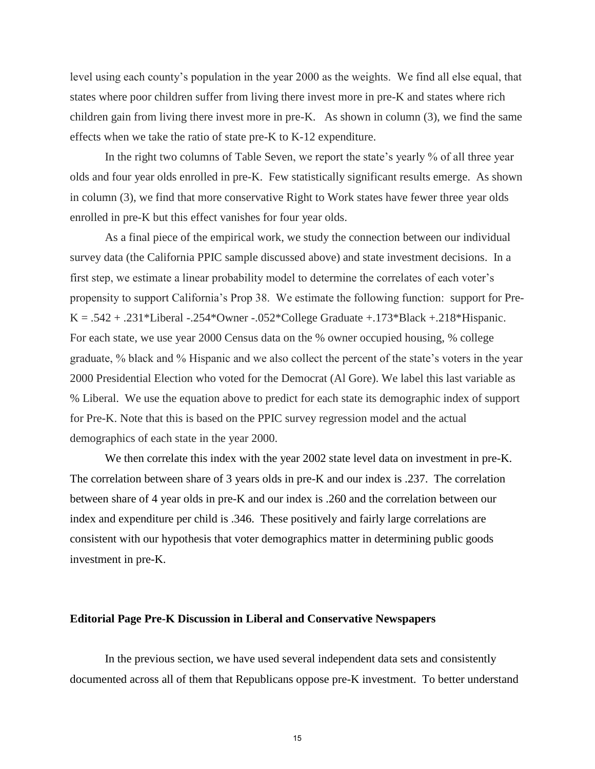level using each county's population in the year 2000 as the weights. We find all else equal, that states where poor children suffer from living there invest more in pre-K and states where rich children gain from living there invest more in pre-K. As shown in column (3), we find the same effects when we take the ratio of state pre-K to K-12 expenditure.

In the right two columns of Table Seven, we report the state's yearly % of all three year olds and four year olds enrolled in pre-K. Few statistically significant results emerge. As shown in column (3), we find that more conservative Right to Work states have fewer three year olds enrolled in pre-K but this effect vanishes for four year olds.

As a final piece of the empirical work, we study the connection between our individual survey data (the California PPIC sample discussed above) and state investment decisions. In a first step, we estimate a linear probability model to determine the correlates of each voter's propensity to support California's Prop 38. We estimate the following function: support for Pre-K = .542 + .231*Liberal -.254*Owner -.052*College Graduate +.173*Black +.218*Hispanic. For each state, we use year 2000 Census data on the % owner occupied housing, % college graduate, % black and % Hispanic and we also collect the percent of the state's voters in the year 2000 Presidential Election who voted for the Democrat (Al Gore). We label this last variable as % Liberal. We use the equation above to predict for each state its demographic index of support for Pre-K. Note that this is based on the PPIC survey regression model and the actual demographics of each state in the year 2000.

We then correlate this index with the year 2002 state level data on investment in pre-K. The correlation between share of 3 years olds in pre-K and our index is .237. The correlation between share of 4 year olds in pre-K and our index is .260 and the correlation between our index and expenditure per child is .346. These positively and fairly large correlations are consistent with our hypothesis that voter demographics matter in determining public goods investment in pre-K.

## Editorial Page Pre-K Discussion in Liberal and Conservative Newspapers

In the previous section, we have used several independent data sets and consistently documented across all of them that Republicans oppose pre-K investment. To better understand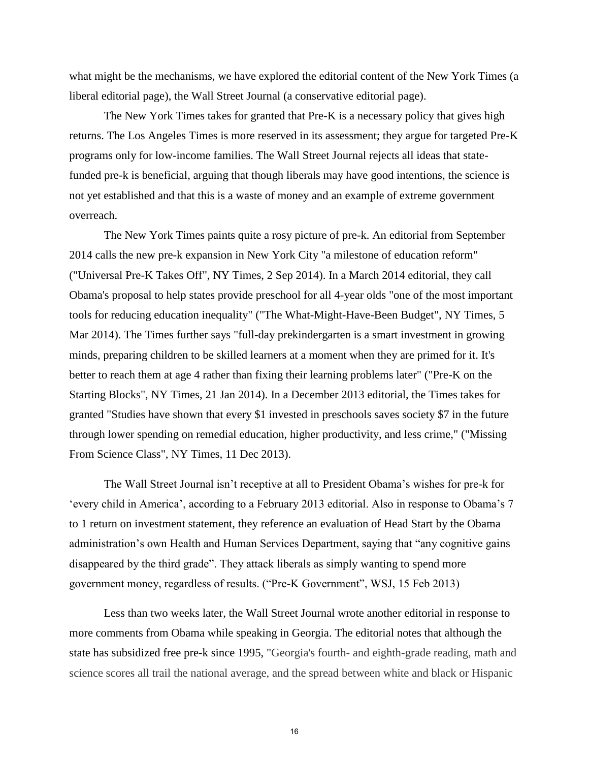what might be the mechanisms, we have explored the editorial content of the New York Times (a liberal editorial page), the Wall Street Journal (a conservative editorial page).

The New York Times takes for granted that Pre-K is a necessary policy that gives high returns. The Los Angeles Times is more reserved in its assessment; they argue for targeted Pre-K programs only for low-income families. The Wall Street Journal rejects all ideas that state-funded pre-k is beneficial, arguing that though liberals may have good intentions, the science is not yet established and that this is a waste of money and an example of extreme government overreach.

The New York Times paints quite a rosy picture of pre-k. An editorial from September 2014 calls the new pre-k expansion in New York City "a milestone of education reform" ("Universal Pre-K Takes Off", NY Times, 2 Sep 2014). In a March 2014 editorial, they call Obama's proposal to help states provide preschool for all 4-year olds "one of the most important tools for reducing education inequality" ("The What-Might-Have-Been Budget", NY Times, 5 Mar 2014). The Times further says "full-day prekindergarten is a smart investment in growing minds, preparing children to be skilled learners at a moment when they are primed for it. It's better to reach them at age 4 rather than fixing their learning problems later" ("Pre-K on the Starting Blocks", NY Times, 21 Jan 2014). In a December 2013 editorial, the Times takes for granted "Studies have shown that every $1 invested in preschools saves society $7 in the future through lower spending on remedial education, higher productivity, and less crime," ("Missing From Science Class", NY Times, 11 Dec 2013).

The Wall Street Journal isn't receptive at all to President Obama's wishes for pre-k for 'every child in America', according to a February 2013 editorial. Also in response to Obama's 7 to 1 return on investment statement, they reference an evaluation of Head Start by the Obama administration's own Health and Human Services Department, saying that "any cognitive gains disappeared by the third grade". They attack liberals as simply wanting to spend more government money, regardless of results. ("Pre-K Government", WSJ, 15 Feb 2013)

Less than two weeks later, the Wall Street Journal wrote another editorial in response to more comments from Obama while speaking in Georgia. The editorial notes that although the state has subsidized free pre-k since 1995, "Georgia's fourth- and eighth-grade reading, math and science scores all trail the national average, and the spread between white and black or Hispanic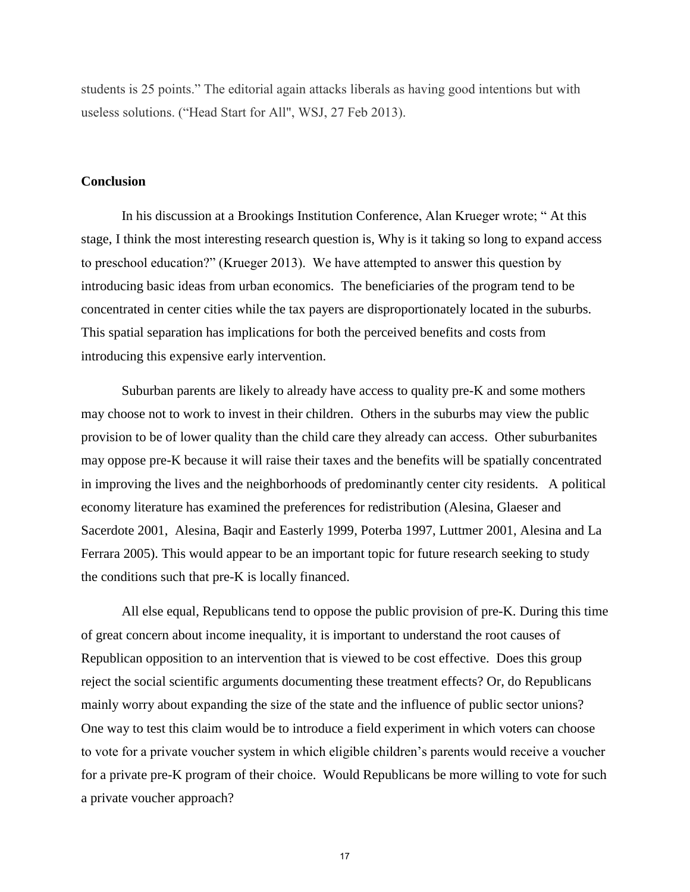students is 25 points." The editorial again attacks liberals as having good intentions but with useless solutions. ("Head Start for All", WSJ, 27 Feb 2013).

## Conclusion

In his discussion at a Brookings Institution Conference, Alan Krueger wrote; " At this stage, I think the most interesting research question is, Why is it taking so long to expand access to preschool education?" (Krueger 2013). We have attempted to answer this question by introducing basic ideas from urban economics. The beneficiaries of the program tend to be concentrated in center cities while the tax payers are disproportionately located in the suburbs. This spatial separation has implications for both the perceived benefits and costs from introducing this expensive early intervention.

Suburban parents are likely to already have access to quality pre-K and some mothers may choose not to work to invest in their children. Others in the suburbs may view the public provision to be of lower quality than the child care they already can access. Other suburbanites may oppose pre-K because it will raise their taxes and the benefits will be spatially concentrated in improving the lives and the neighborhoods of predominantly center city residents. A political economy literature has examined the preferences for redistribution (Alesina, Glaeser and Sacerdote 2001, Alesina, Baqir and Easterly 1999, Poterba 1997, Luttmer 2001, Alesina and La Ferrara 2005). This would appear to be an important topic for future research seeking to study the conditions such that pre-K is locally financed.

All else equal, Republicans tend to oppose the public provision of pre-K. During this time of great concern about income inequality, it is important to understand the root causes of Republican opposition to an intervention that is viewed to be cost effective. Does this group reject the social scientific arguments documenting these treatment effects? Or, do Republicans mainly worry about expanding the size of the state and the influence of public sector unions? One way to test this claim would be to introduce a field experiment in which voters can choose to vote for a private voucher system in which eligible children's parents would receive a voucher for a private pre-K program of their choice. Would Republicans be more willing to vote for such a private voucher approach?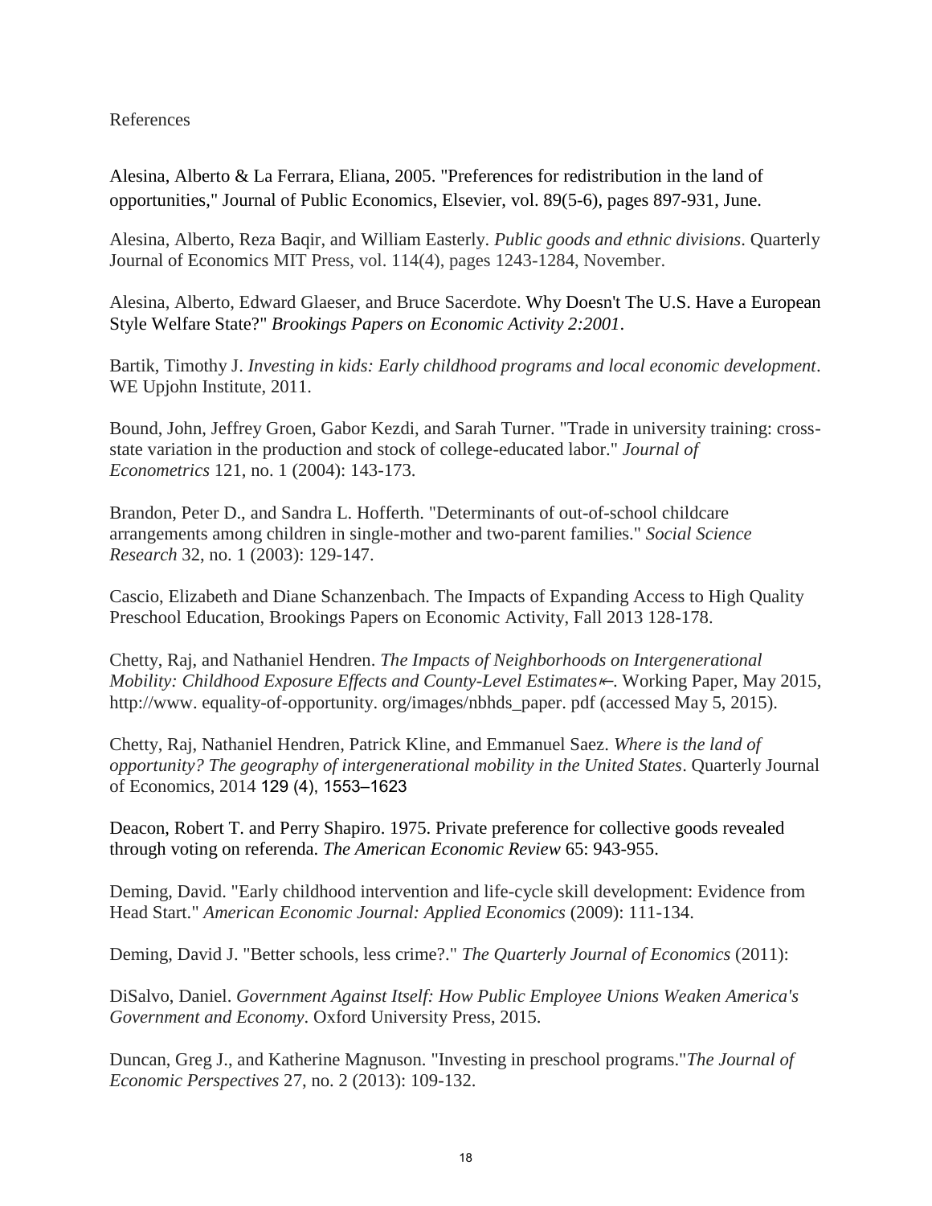References

Alesina, Alberto & La Ferrara, Eliana, 2005. "Preferences for redistribution in the land of opportunities," Journal of Public Economics, Elsevier, vol. 89(5-6), pages 897-931, June.

Alesina, Alberto, Reza Baqir, and William Easterly. *Public goods and ethnic divisions*. Quarterly Journal of Economics MIT Press, vol. 114(4), pages 1243-1284, November.

Alesina, Alberto, Edward Glaeser, and Bruce Sacerdote. Why Doesn't The U.S. Have a European Style Welfare State?" *Brookings Papers on Economic Activity 2:2001*.

Bartik, Timothy J. *Investing in kids: Early childhood programs and local economic development*. WE Upjohn Institute, 2011.

Bound, John, Jeffrey Groen, Gabor Kezdi, and Sarah Turner. "Trade in university training: cross-state variation in the production and stock of college-educated labor." *Journal of Econometrics* 121, no. 1 (2004): 143-173.

Brandon, Peter D., and Sandra L. Hofferth. "Determinants of out-of-school childcare arrangements among children in single-mother and two-parent families." *Social Science Research* 32, no. 1 (2003): 129-147.

Cascio, Elizabeth and Diane Schanzenbach. The Impacts of Expanding Access to High Quality Preschool Education, Brookings Papers on Economic Activity, Fall 2013 128-178.

Chetty, Raj, and Nathaniel Hendren. *The Impacts of Neighborhoods on Intergenerational Mobility: Childhood Exposure Effects and County-Level Estimates⇜*. Working Paper, May 2015, http://www. equality-of-opportunity. org/images/nbhds_paper. pdf (accessed May 5, 2015).

Chetty, Raj, Nathaniel Hendren, Patrick Kline, and Emmanuel Saez. *Where is the land of opportunity? The geography of intergenerational mobility in the United States*. Quarterly Journal of Economics, 2014 129 (4), 1553–1623

Deacon, Robert T. and Perry Shapiro. 1975. Private preference for collective goods revealed through voting on referenda. *The American Economic Review* 65: 943-955.

Deming, David. "Early childhood intervention and life-cycle skill development: Evidence from Head Start." *American Economic Journal: Applied Economics* (2009): 111-134.

Deming, David J. "Better schools, less crime?." *The Quarterly Journal of Economics* (2011):

DiSalvo, Daniel. *Government Against Itself: How Public Employee Unions Weaken America's Government and Economy*. Oxford University Press, 2015.

Duncan, Greg J., and Katherine Magnuson. "Investing in preschool programs."*The Journal of Economic Perspectives* 27, no. 2 (2013): 109-132.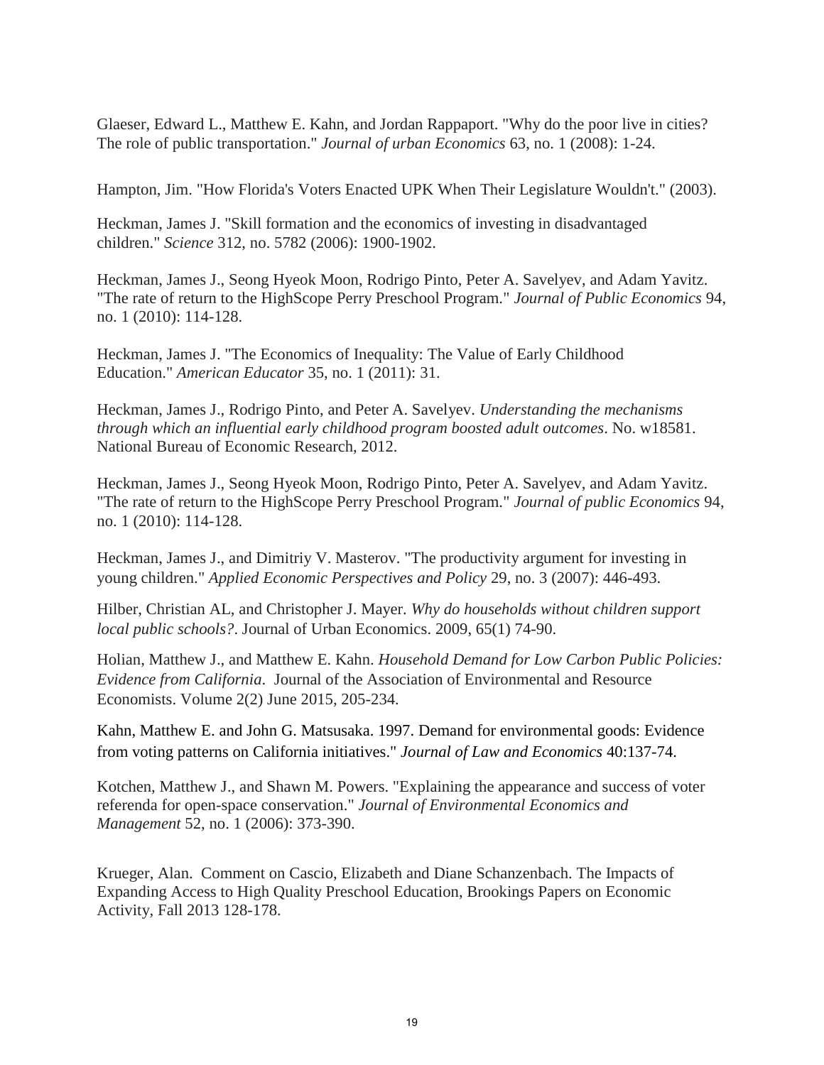Glaeser, Edward L., Matthew E. Kahn, and Jordan Rappaport. "Why do the poor live in cities? The role of public transportation." *Journal of urban Economics* 63, no. 1 (2008): 1-24.

Hampton, Jim. "How Florida's Voters Enacted UPK When Their Legislature Wouldn't." (2003).

Heckman, James J. "Skill formation and the economics of investing in disadvantaged children." *Science* 312, no. 5782 (2006): 1900-1902.

Heckman, James J., Seong Hyeok Moon, Rodrigo Pinto, Peter A. Savelyev, and Adam Yavitz. "The rate of return to the HighScope Perry Preschool Program." *Journal of Public Economics* 94, no. 1 (2010): 114-128.

Heckman, James J. "The Economics of Inequality: The Value of Early Childhood Education." *American Educator* 35, no. 1 (2011): 31.

Heckman, James J., Rodrigo Pinto, and Peter A. Savelyev. *Understanding the mechanisms through which an influential early childhood program boosted adult outcomes*. No. w18581. National Bureau of Economic Research, 2012.

Heckman, James J., Seong Hyeok Moon, Rodrigo Pinto, Peter A. Savelyev, and Adam Yavitz. "The rate of return to the HighScope Perry Preschool Program." *Journal of public Economics* 94, no. 1 (2010): 114-128.

Heckman, James J., and Dimitriy V. Masterov. "The productivity argument for investing in young children." *Applied Economic Perspectives and Policy* 29, no. 3 (2007): 446-493.

Hilber, Christian AL, and Christopher J. Mayer. *Why do households without children support local public schools?*. Journal of Urban Economics. 2009, 65(1) 74-90.

Holian, Matthew J., and Matthew E. Kahn. *Household Demand for Low Carbon Public Policies: Evidence from California*. Journal of the Association of Environmental and Resource Economists. Volume 2(2) June 2015, 205-234.

Kahn, Matthew E. and John G. Matsusaka. 1997. Demand for environmental goods: Evidence from voting patterns on California initiatives." *Journal of Law and Economics* 40:137-74.

Kotchen, Matthew J., and Shawn M. Powers. "Explaining the appearance and success of voter referenda for open-space conservation." *Journal of Environmental Economics and Management* 52, no. 1 (2006): 373-390.

Krueger, Alan. Comment on Cascio, Elizabeth and Diane Schanzenbach. The Impacts of Expanding Access to High Quality Preschool Education, Brookings Papers on Economic Activity, Fall 2013 128-178.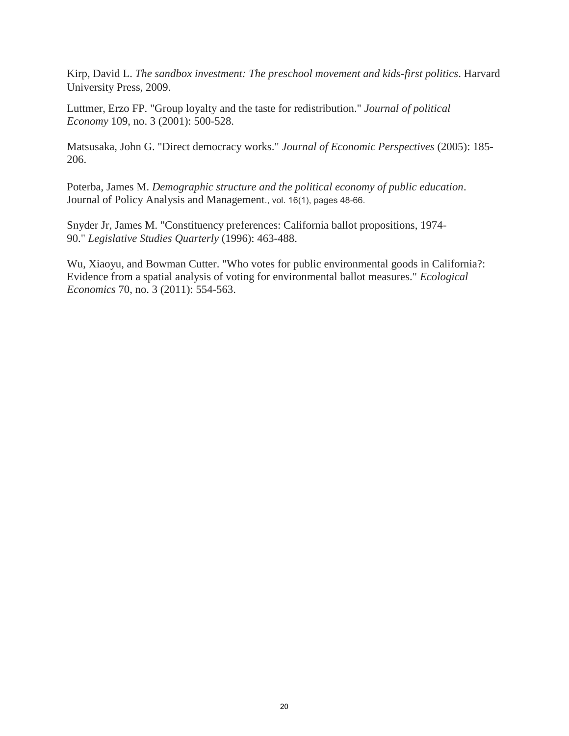Kirp, David L. *The sandbox investment: The preschool movement and kids-first politics*. Harvard University Press, 2009.

Luttmer, Erzo FP. "Group loyalty and the taste for redistribution." *Journal of political Economy* 109, no. 3 (2001): 500-528.

Matsusaka, John G. "Direct democracy works." *Journal of Economic Perspectives* (2005): 185-206.

Poterba, James M. *Demographic structure and the political economy of public education*. Journal of Policy Analysis and Management., vol. 16(1), pages 48-66.

Snyder Jr, James M. "Constituency preferences: California ballot propositions, 1974-90." *Legislative Studies Quarterly* (1996): 463-488.

Wu, Xiaoyu, and Bowman Cutter. "Who votes for public environmental goods in California?: Evidence from a spatial analysis of voting for environmental ballot measures." *Ecological Economics* 70, no. 3 (2011): 554-563.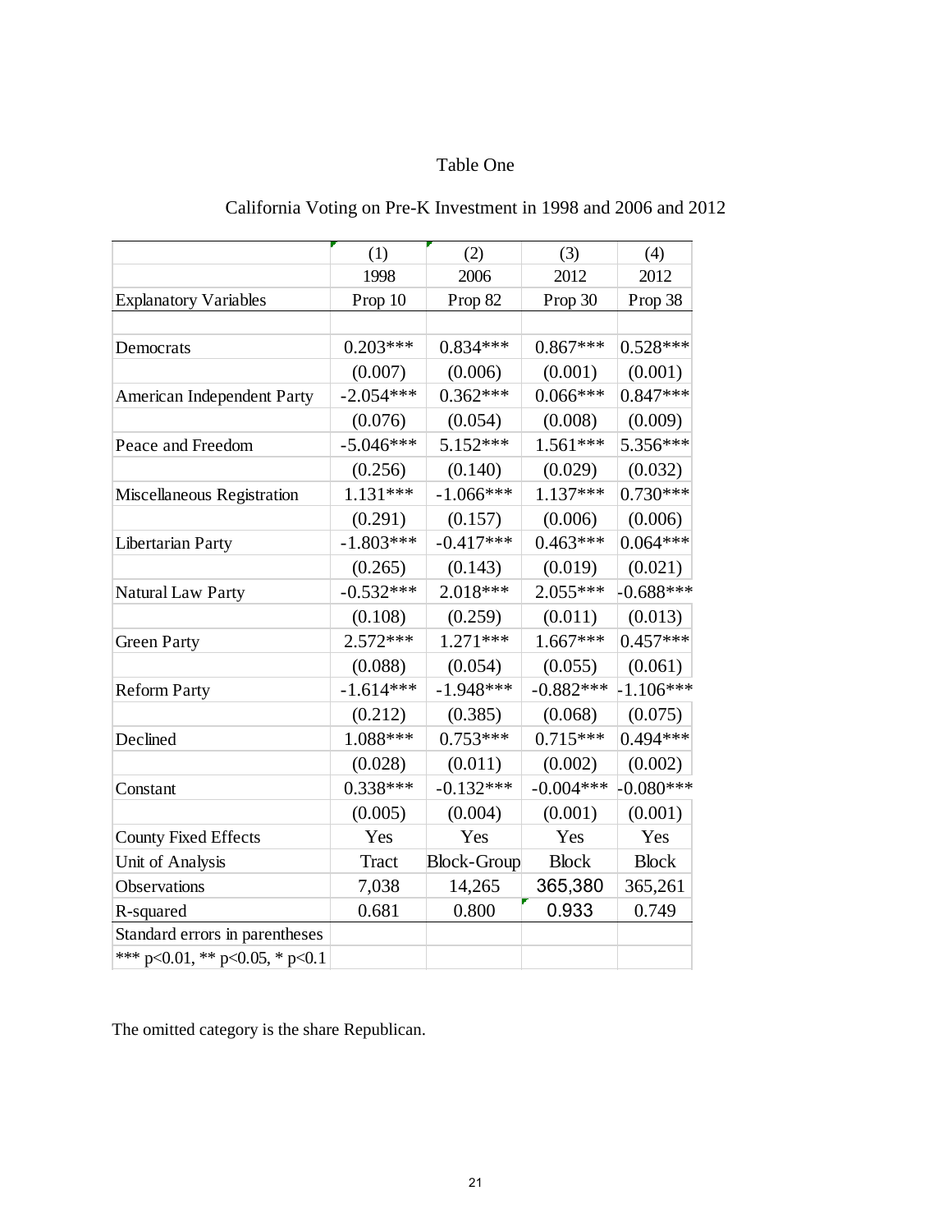Table One

California Voting on Pre-K Investment in 1998 and 2006 and 2012

| | (1) | (2) | (3) | (4) |
|---|---|---|---|---|
| | 1998 | 2006 | 2012 | 2012 |
| Explanatory Variables | Prop 10 | Prop 82 | Prop 30 | Prop 38 |
| | | | | |
| Democrats | 0.203*** | 0.834*** | 0.867*** | 0.528*** |
| | (0.007) | (0.006) | (0.001) | (0.001) |
| American Independent Party | -2.054*** | 0.362*** | 0.066*** | 0.847*** |
| | (0.076) | (0.054) | (0.008) | (0.009) |
| Peace and Freedom | -5.046*** | 5.152*** | 1.561*** | 5.356*** |
| | (0.256) | (0.140) | (0.029) | (0.032) |
| Miscellaneous Registration | 1.131*** | -1.066*** | 1.137*** | 0.730*** |
| | (0.291) | (0.157) | (0.006) | (0.006) |
| Libertarian Party | -1.803*** | -0.417*** | 0.463*** | 0.064*** |
| | (0.265) | (0.143) | (0.019) | (0.021) |
| Natural Law Party | -0.532*** | 2.018*** | 2.055*** | -0.688*** |
| | (0.108) | (0.259) | (0.011) | (0.013) |
| Green Party | 2.572*** | 1.271*** | 1.667*** | 0.457*** |
| | (0.088) | (0.054) | (0.055) | (0.061) |
| Reform Party | -1.614*** | -1.948*** | -0.882*** | -1.106*** |
| | (0.212) | (0.385) | (0.068) | (0.075) |
| Declined | 1.088*** | 0.753*** | 0.715*** | 0.494*** |
| | (0.028) | (0.011) | (0.002) | (0.002) |
| Constant | 0.338*** | -0.132*** | -0.004*** | -0.080*** |
| | (0.005) | (0.004) | (0.001) | (0.001) |
| County Fixed Effects | Yes | Yes | Yes | Yes |
| Unit of Analysis | Tract | Block-Group | Block | Block |
| Observations | 7,038 | 14,265 | 365,380 | 365,261 |
| R-squared | 0.681 | 0.800 | 0.933 | 0.749 |
| Standard errors in parentheses | | | | |
| *** p<0.01, ** p<0.05, * p<0.1 | | | | |

The omitted category is the share Republican.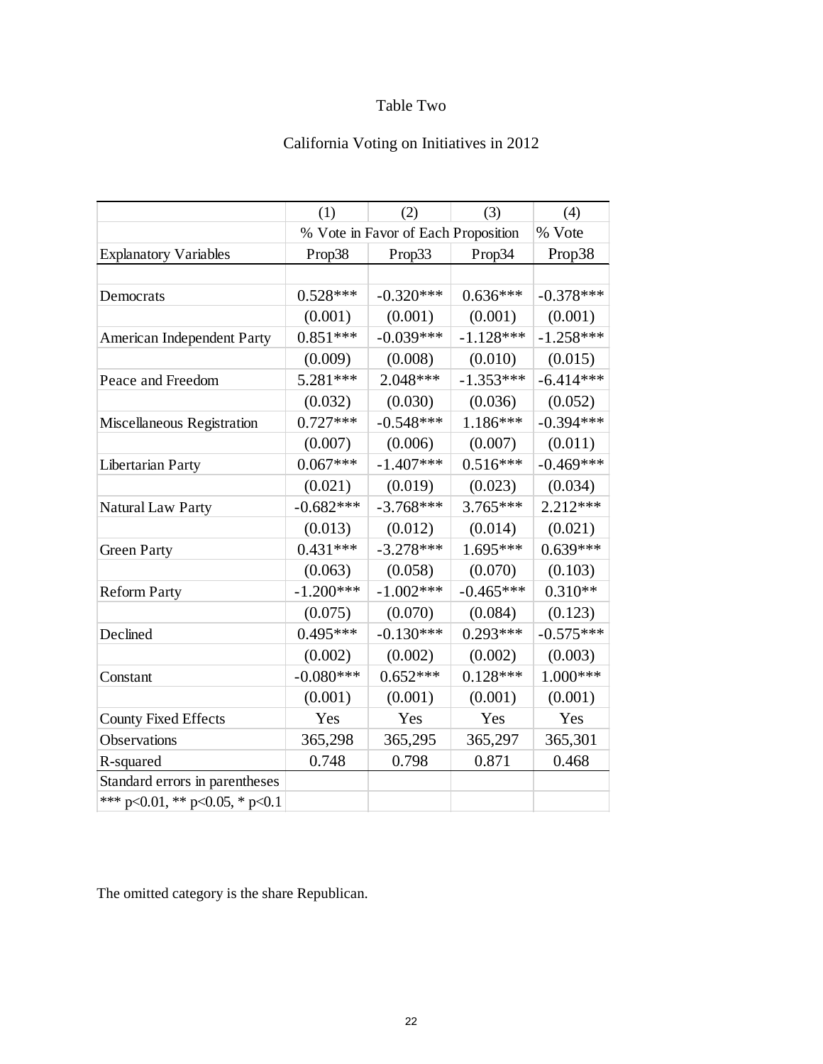Table Two

California Voting on Initiatives in 2012

| | (1) | (2) | (3) | (4) |
|---|---|---|---|---|
| | % Vote in Favor of Each Proposition | | | % Vote |
| Explanatory Variables | Prop38 | Prop33 | Prop34 | Prop38 |
| | | | | |
| Democrats | 0.528*** | -0.320*** | 0.636*** | -0.378*** |
| | (0.001) | (0.001) | (0.001) | (0.001) |
| American Independent Party | 0.851*** | -0.039*** | -1.128*** | -1.258*** |
| | (0.009) | (0.008) | (0.010) | (0.015) |
| Peace and Freedom | 5.281*** | 2.048*** | -1.353*** | -6.414*** |
| | (0.032) | (0.030) | (0.036) | (0.052) |
| Miscellaneous Registration | 0.727*** | -0.548*** | 1.186*** | -0.394*** |
| | (0.007) | (0.006) | (0.007) | (0.011) |
| Libertarian Party | 0.067*** | -1.407*** | 0.516*** | -0.469*** |
| | (0.021) | (0.019) | (0.023) | (0.034) |
| Natural Law Party | -0.682*** | -3.768*** | 3.765*** | 2.212*** |
| | (0.013) | (0.012) | (0.014) | (0.021) |
| Green Party | 0.431*** | -3.278*** | 1.695*** | 0.639*** |
| | (0.063) | (0.058) | (0.070) | (0.103) |
| Reform Party | -1.200*** | -1.002*** | -0.465*** | 0.310** |
| | (0.075) | (0.070) | (0.084) | (0.123) |
| Declined | 0.495*** | -0.130*** | 0.293*** | -0.575*** |
| | (0.002) | (0.002) | (0.002) | (0.003) |
| Constant | -0.080*** | 0.652*** | 0.128*** | 1.000*** |
| | (0.001) | (0.001) | (0.001) | (0.001) |
| County Fixed Effects | Yes | Yes | Yes | Yes |
| Observations | 365,298 | 365,295 | 365,297 | 365,301 |
| R-squared | 0.748 | 0.798 | 0.871 | 0.468 |
| Standard errors in parentheses | | | | |
| *** p<0.01, ** p<0.05, * p<0.1 | | | | |

The omitted category is the share Republican.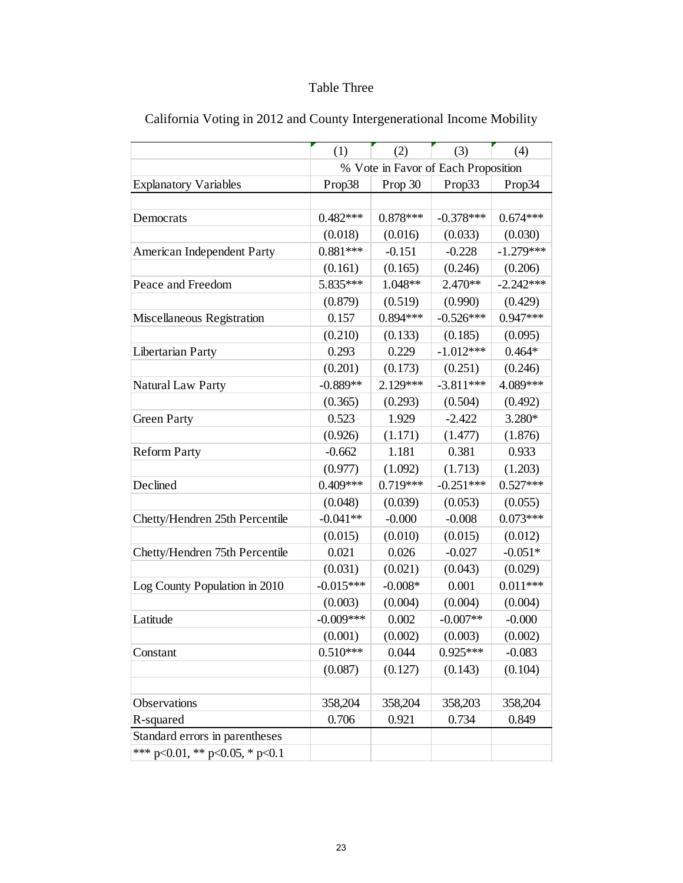Table Three

California Voting in 2012 and County Intergenerational Income Mobility

| | (1) | (2) | (3) | (4) |
|---|---|---|---|---|
| | % Vote in Favor of Each Proposition | | | |
| Explanatory Variables | Prop38 | Prop 30 | Prop33 | Prop34 |
| Democrats | 0.482*** | 0.878*** | -0.378*** | 0.674*** |
| | (0.018) | (0.016) | (0.033) | (0.030) |
| American Independent Party | 0.881*** | -0.151 | -0.228 | -1.279*** |
| | (0.161) | (0.165) | (0.246) | (0.206) |
| Peace and Freedom | 5.835*** | 1.048** | 2.470** | -2.242*** |
| | (0.879) | (0.519) | (0.990) | (0.429) |
| Miscellaneous Registration | 0.157 | 0.894*** | -0.526*** | 0.947*** |
| | (0.210) | (0.133) | (0.185) | (0.095) |
| Libertarian Party | 0.293 | 0.229 | -1.012*** | 0.464* |
| | (0.201) | (0.173) | (0.251) | (0.246) |
| Natural Law Party | -0.889** | 2.129*** | -3.811*** | 4.089*** |
| | (0.365) | (0.293) | (0.504) | (0.492) |
| Green Party | 0.523 | 1.929 | -2.422 | 3.280* |
| | (0.926) | (1.171) | (1.477) | (1.876) |
| Reform Party | -0.662 | 1.181 | 0.381 | 0.933 |
| | (0.977) | (1.092) | (1.713) | (1.203) |
| Declined | 0.409*** | 0.719*** | -0.251*** | 0.527*** |
| | (0.048) | (0.039) | (0.053) | (0.055) |
| Chetty/Hendren 25th Percentile | -0.041** | -0.000 | -0.008 | 0.073*** |
| | (0.015) | (0.010) | (0.015) | (0.012) |
| Chetty/Hendren 75th Percentile | 0.021 | 0.026 | -0.027 | -0.051* |
| | (0.031) | (0.021) | (0.043) | (0.029) |
| Log County Population in 2010 | -0.015*** | -0.008* | 0.001 | 0.011*** |
| | (0.003) | (0.004) | (0.004) | (0.004) |
| Latitude | -0.009*** | 0.002 | -0.007** | -0.000 |
| | (0.001) | (0.002) | (0.003) | (0.002) |
| Constant | 0.510*** | 0.044 | 0.925*** | -0.083 |
| | (0.087) | (0.127) | (0.143) | (0.104) |
| Observations | 358,204 | 358,204 | 358,203 | 358,204 |
| R-squared | 0.706 | 0.921 | 0.734 | 0.849 |

Standard errors in parentheses
*** p<0.01, ** p<0.05, * p<0.1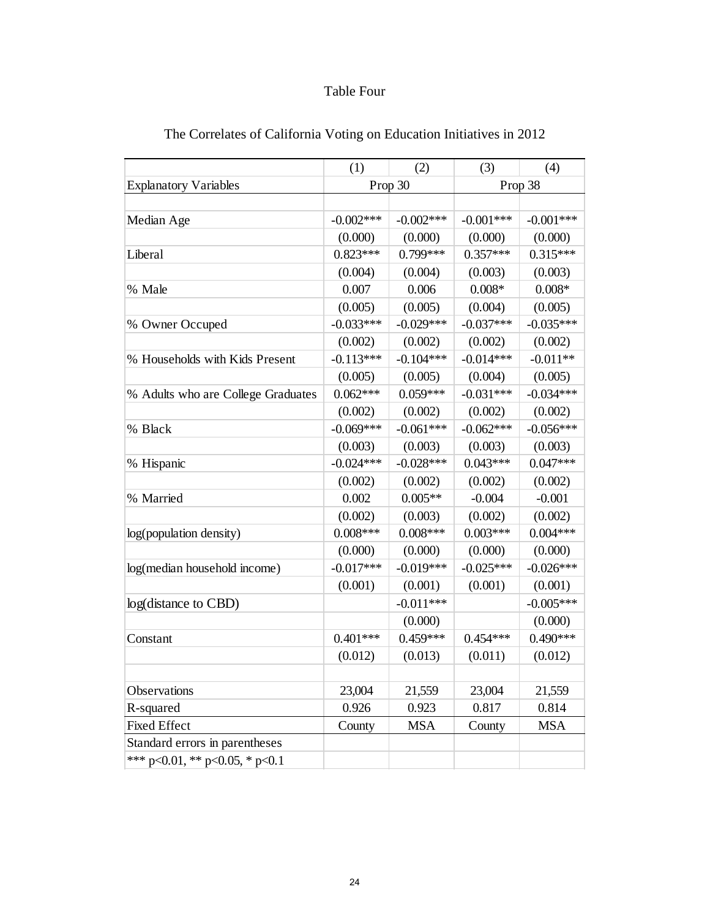Table Four

The Correlates of California Voting on Education Initiatives in 2012

| | (1) | (2) | (3) | (4) |
|---|---|---|---|---|
| Explanatory Variables | Prop 30 | | Prop 38 | |
| | | | | |
| Median Age | -0.002*** | -0.002*** | -0.001*** | -0.001*** |
| | (0.000) | (0.000) | (0.000) | (0.000) |
| Liberal | 0.823*** | 0.799*** | 0.357*** | 0.315*** |
| | (0.004) | (0.004) | (0.003) | (0.003) |
| % Male | 0.007 | 0.006 | 0.008* | 0.008* |
| | (0.005) | (0.005) | (0.004) | (0.005) |
| % Owner Occuped | -0.033*** | -0.029*** | -0.037*** | -0.035*** |
| | (0.002) | (0.002) | (0.002) | (0.002) |
| % Households with Kids Present | -0.113*** | -0.104*** | -0.014*** | -0.011** |
| | (0.005) | (0.005) | (0.004) | (0.005) |
| % Adults who are College Graduates | 0.062*** | 0.059*** | -0.031*** | -0.034*** |
| | (0.002) | (0.002) | (0.002) | (0.002) |
| % Black | -0.069*** | -0.061*** | -0.062*** | -0.056*** |
| | (0.003) | (0.003) | (0.003) | (0.003) |
| % Hispanic | -0.024*** | -0.028*** | 0.043*** | 0.047*** |
| | (0.002) | (0.002) | (0.002) | (0.002) |
| % Married | 0.002 | 0.005** | -0.004 | -0.001 |
| | (0.002) | (0.003) | (0.002) | (0.002) |
| log(population density) | 0.008*** | 0.008*** | 0.003*** | 0.004*** |
| | (0.000) | (0.000) | (0.000) | (0.000) |
| log(median household income) | -0.017*** | -0.019*** | -0.025*** | -0.026*** |
| | (0.001) | (0.001) | (0.001) | (0.001) |
| log(distance to CBD) | | -0.011*** | | -0.005*** |
| | | (0.000) | | (0.000) |
| Constant | 0.401*** | 0.459*** | 0.454*** | 0.490*** |
| | (0.012) | (0.013) | (0.011) | (0.012) |
| | | | | |
| Observations | 23,004 | 21,559 | 23,004 | 21,559 |
| R-squared | 0.926 | 0.923 | 0.817 | 0.814 |
| Fixed Effect | County | MSA | County | MSA |
| Standard errors in parentheses | | | | |
| *** p<0.01, ** p<0.05, * p<0.1 | | | | |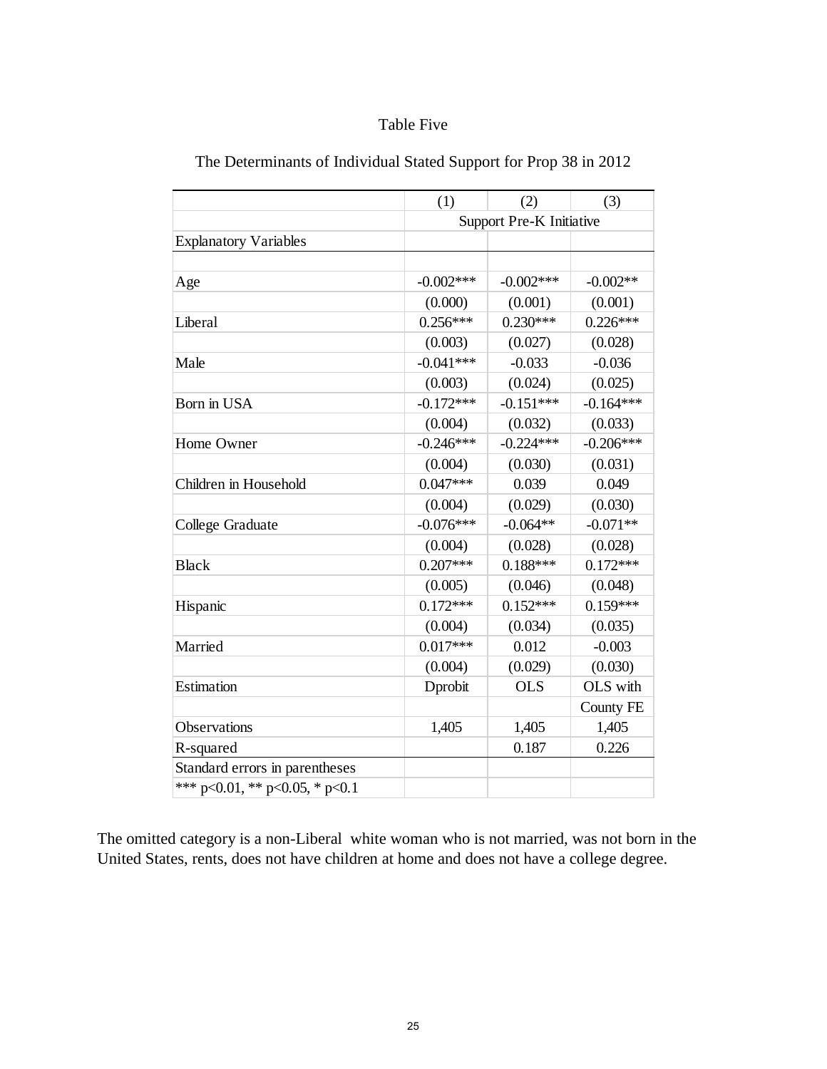Table Five

The Determinants of Individual Stated Support for Prop 38 in 2012

| | (1) | (2) | (3) |
|---|---|---|---|
| | Support Pre-K Initiative | | |
| Explanatory Variables | | | |
| | | | |
| Age | -0.002*** | -0.002*** | -0.002** |
| | (0.000) | (0.001) | (0.001) |
| Liberal | 0.256*** | 0.230*** | 0.226*** |
| | (0.003) | (0.027) | (0.028) |
| Male | -0.041*** | -0.033 | -0.036 |
| | (0.003) | (0.024) | (0.025) |
| Born in USA | -0.172*** | -0.151*** | -0.164*** |
| | (0.004) | (0.032) | (0.033) |
| Home Owner | -0.246*** | -0.224*** | -0.206*** |
| | (0.004) | (0.030) | (0.031) |
| Children in Household | 0.047*** | 0.039 | 0.049 |
| | (0.004) | (0.029) | (0.030) |
| College Graduate | -0.076*** | -0.064** | -0.071** |
| | (0.004) | (0.028) | (0.028) |
| Black | 0.207*** | 0.188*** | 0.172*** |
| | (0.005) | (0.046) | (0.048) |
| Hispanic | 0.172*** | 0.152*** | 0.159*** |
| | (0.004) | (0.034) | (0.035) |
| Married | 0.017*** | 0.012 | -0.003 |
| | (0.004) | (0.029) | (0.030) |
| Estimation | Dprobit | OLS | OLS with County FE |
| Observations | 1,405 | 1,405 | 1,405 |
| R-squared | | 0.187 | 0.226 |
| Standard errors in parentheses | | | |
| *** p<0.01, ** p<0.05, * p<0.1 | | | |

The omitted category is a non-Liberal white woman who is not married, was not born in the United States, rents, does not have children at home and does not have a college degree.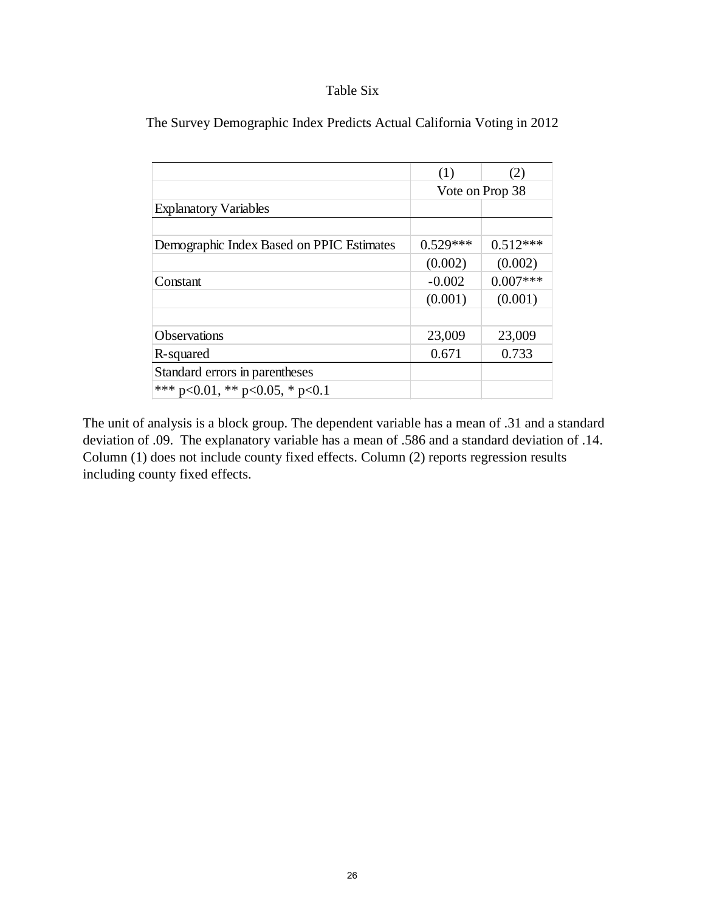Table Six

The Survey Demographic Index Predicts Actual California Voting in 2012

| | (1) | (2) |
|---|---|---|
| | Vote on Prop 38 | |
| Explanatory Variables | | |
| | | |
| Demographic Index Based on PPIC Estimates | 0.529*** | 0.512*** |
| | (0.002) | (0.002) |
| Constant | -0.002 | 0.007*** |
| | (0.001) | (0.001) |
| | | |
| Observations | 23,009 | 23,009 |
| R-squared | 0.671 | 0.733 |
| Standard errors in parentheses | | |
| *** p<0.01, ** p<0.05, * p<0.1 | | |

The unit of analysis is a block group. The dependent variable has a mean of .31 and a standard deviation of .09. The explanatory variable has a mean of .586 and a standard deviation of .14. Column (1) does not include county fixed effects. Column (2) reports regression results including county fixed effects.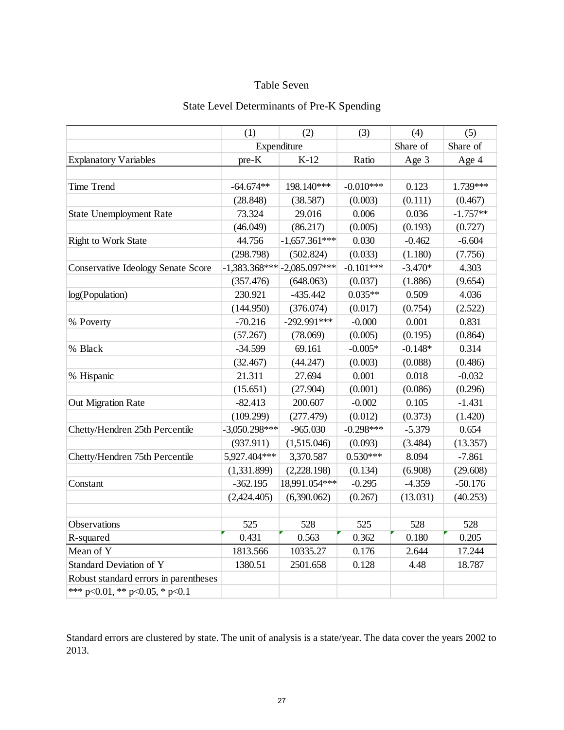Table Seven

State Level Determinants of Pre-K Spending

| | (1) | (2) | (3) | (4) | (5) |
|---|---|---|---|---|---|
| | Expenditure | | | Share of | Share of |
| Explanatory Variables | pre-K | K-12 | Ratio | Age 3 | Age 4 |
| | | | | | |
| Time Trend | -64.674** | 198.140*** | -0.010*** | 0.123 | 1.739*** |
| | (28.848) | (38.587) | (0.003) | (0.111) | (0.467) |
| State Unemployment Rate | 73.324 | 29.016 | 0.006 | 0.036 | -1.757** |
| | (46.049) | (86.217) | (0.005) | (0.193) | (0.727) |
| Right to Work State | 44.756 | -1,657.361*** | 0.030 | -0.462 | -6.604 |
| | (298.798) | (502.824) | (0.033) | (1.180) | (7.756) |
| Conservative Ideology Senate Score | -1,383.368*** | -2,085.097*** | -0.101*** | -3.470* | 4.303 |
| | (357.476) | (648.063) | (0.037) | (1.886) | (9.654) |
| log(Population) | 230.921 | -435.442 | 0.035** | 0.509 | 4.036 |
| | (144.950) | (376.074) | (0.017) | (0.754) | (2.522) |
| % Poverty | -70.216 | -292.991*** | -0.000 | 0.001 | 0.831 |
| | (57.267) | (78.069) | (0.005) | (0.195) | (0.864) |
| % Black | -34.599 | 69.161 | -0.005* | -0.148* | 0.314 |
| | (32.467) | (44.247) | (0.003) | (0.088) | (0.486) |
| % Hispanic | 21.311 | 27.694 | 0.001 | 0.018 | -0.032 |
| | (15.651) | (27.904) | (0.001) | (0.086) | (0.296) |
| Out Migration Rate | -82.413 | 200.607 | -0.002 | 0.105 | -1.431 |
| | (109.299) | (277.479) | (0.012) | (0.373) | (1.420) |
| Chetty/Hendren 25th Percentile | -3,050.298*** | -965.030 | -0.298*** | -5.379 | 0.654 |
| | (937.911) | (1,515.046) | (0.093) | (3.484) | (13.357) |
| Chetty/Hendren 75th Percentile | 5,927.404*** | 3,370.587 | 0.530*** | 8.094 | -7.861 |
| | (1,331.899) | (2,228.198) | (0.134) | (6.908) | (29.608) |
| Constant | -362.195 | 18,991.054*** | -0.295 | -4.359 | -50.176 |
| | (2,424.405) | (6,390.062) | (0.267) | (13.031) | (40.253) |
| | | | | | |
| Observations | 525 | 528 | 525 | 528 | 528 |
| R-squared | 0.431 | 0.563 | 0.362 | 0.180 | 0.205 |
| Mean of Y | 1813.566 | 10335.27 | 0.176 | 2.644 | 17.244 |
| Standard Deviation of Y | 1380.51 | 2501.658 | 0.128 | 4.48 | 18.787 |
| Robust standard errors in parentheses | | | | | |
| *** p<0.01, ** p<0.05, * p<0.1 | | | | | |

Standard errors are clustered by state. The unit of analysis is a state/year. The data cover the years 2002 to 2013.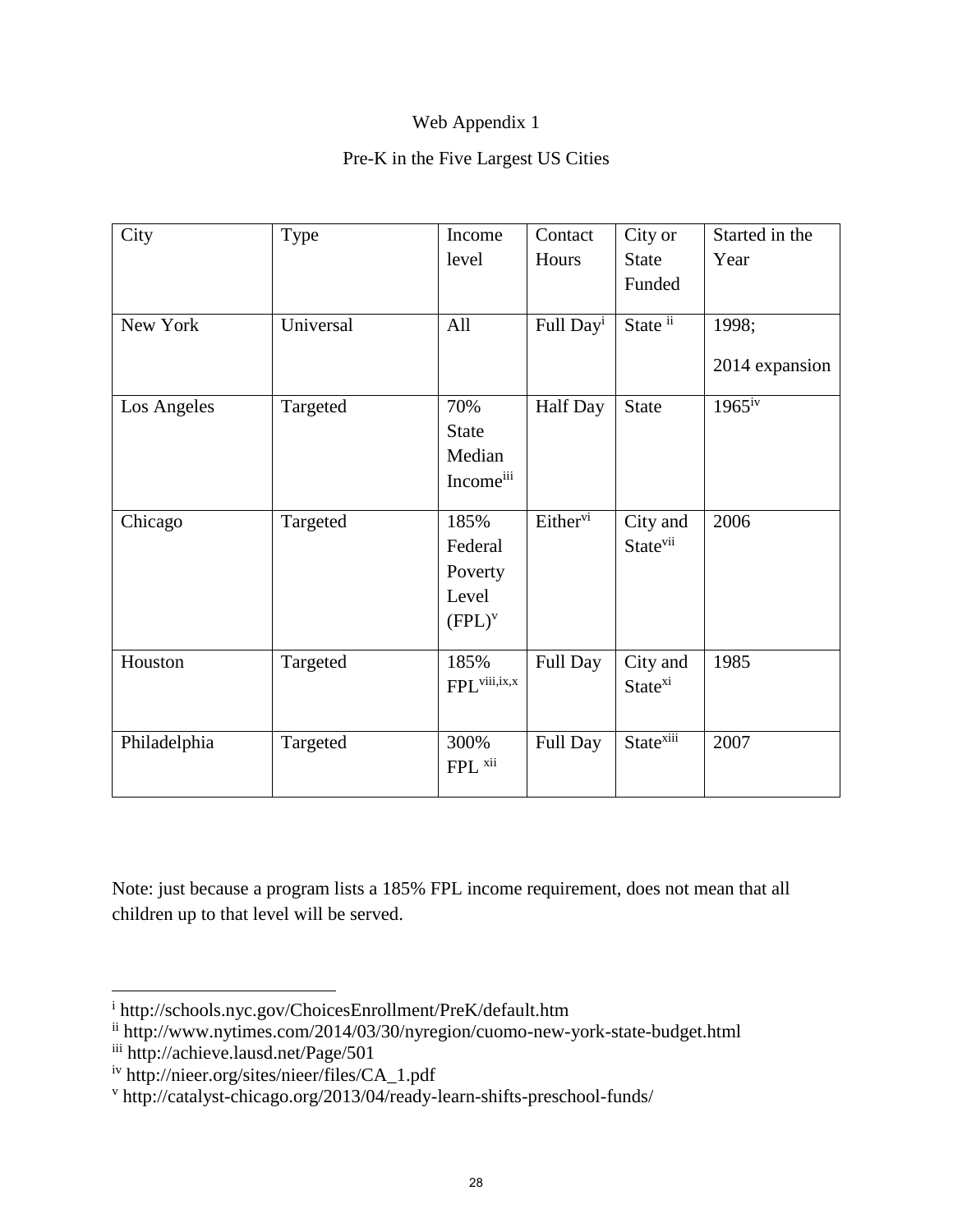Web Appendix 1

Pre-K in the Five Largest US Cities

| City | Type | Income level | Contact Hours | City or State Funded | Started in the Year |
|---|---|---|---|---|---|
| New York | Universal | All | Full Day[i] | State [ii] | 1998; 2014 expansion |
| Los Angeles | Targeted | 70% State Median Income[iii] | Half Day | State | 1965[iv] |
| Chicago | Targeted | 185% Federal Poverty Level (FPL)[v] | Either[vi] | City and State[vii] | 2006 |
| Houston | Targeted | 185% FPL[viii,ix,x] | Full Day | City and State[xi] | 1985 |
| Philadelphia | Targeted | 300% FPL [xii] | Full Day | State[xiii] | 2007 |

Note: just because a program lists a 185% FPL income requirement, does not mean that all children up to that level will be served.

---

[i] http://schools.nyc.gov/ChoicesEnrollment/PreK/default.htm

[ii] http://www.nytimes.com/2014/03/30/nyregion/cuomo-new-york-state-budget.html

[iii] http://achieve.lausd.net/Page/501

[iv] http://nieer.org/sites/nieer/files/CA_1.pdf

[v] http://catalyst-chicago.org/2013/04/ready-learn-shifts-preschool-funds/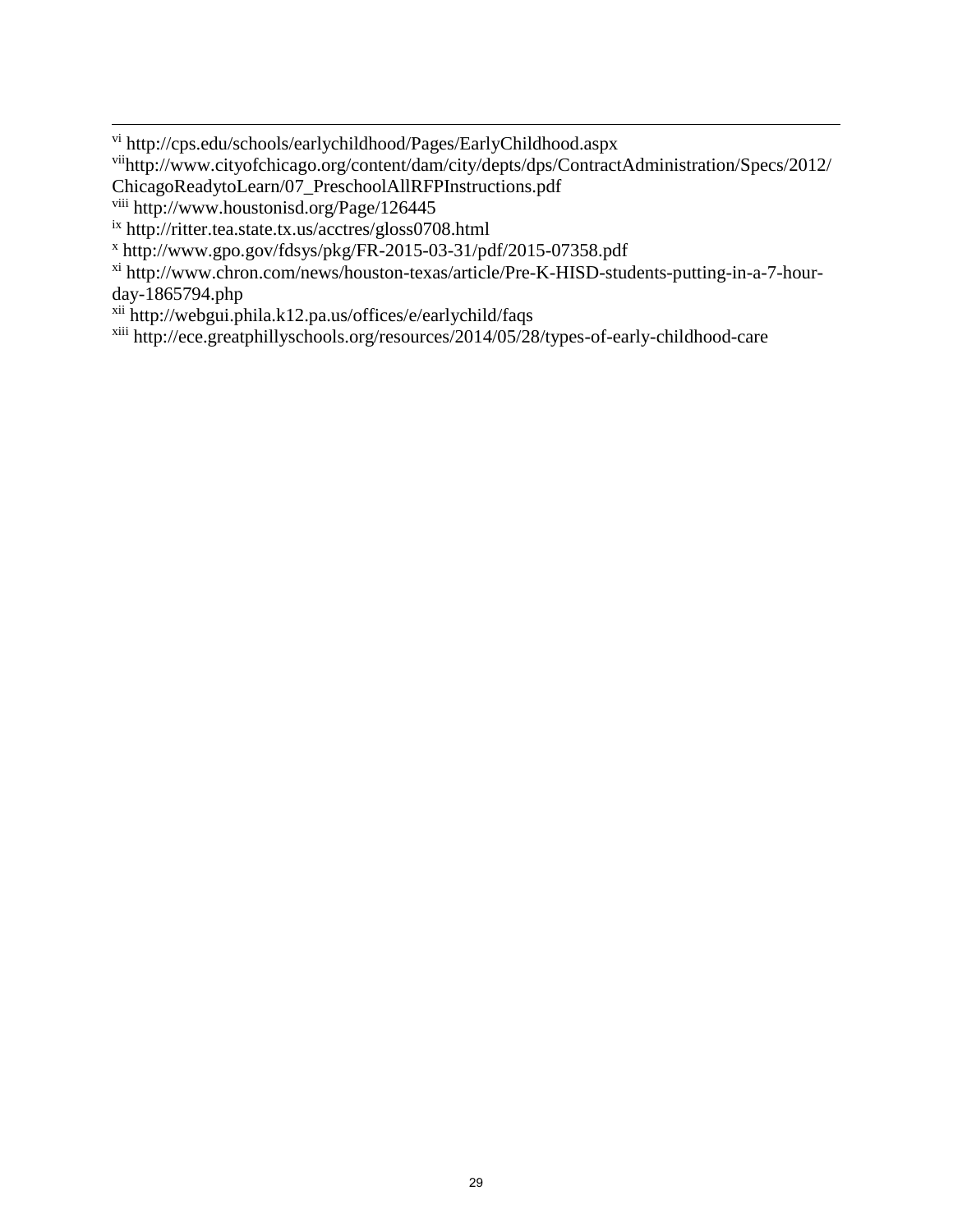[vi] http://cps.edu/schools/earlychildhood/Pages/EarlyChildhood.aspx

[vii]http://www.cityofchicago.org/content/dam/city/depts/dps/ContractAdministration/Specs/2012/ChicagoReadytoLearn/07_PreschoolAllRFPInstructions.pdf

[viii] http://www.houstonisd.org/Page/126445

[ix] http://ritter.tea.state.tx.us/acctres/gloss0708.html

[x] http://www.gpo.gov/fdsys/pkg/FR-2015-03-31/pdf/2015-07358.pdf

[xi] http://www.chron.com/news/houston-texas/article/Pre-K-HISD-students-putting-in-a-7-hour-day-1865794.php

[xii] http://webgui.phila.k12.pa.us/offices/e/earlychild/faqs

[xiii] http://ece.greatphillyschools.org/resources/2014/05/28/types-of-early-childhood-care